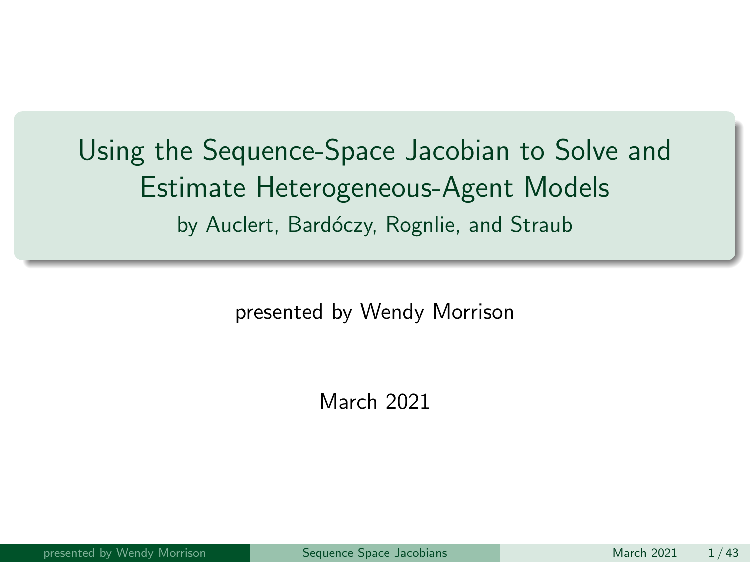# Using the Sequence-Space Jacobian to Solve and Estimate Heterogeneous-Agent Models

by Auclert, Bardóczy, Rognlie, and Straub

presented by Wendy Morrison

March 2021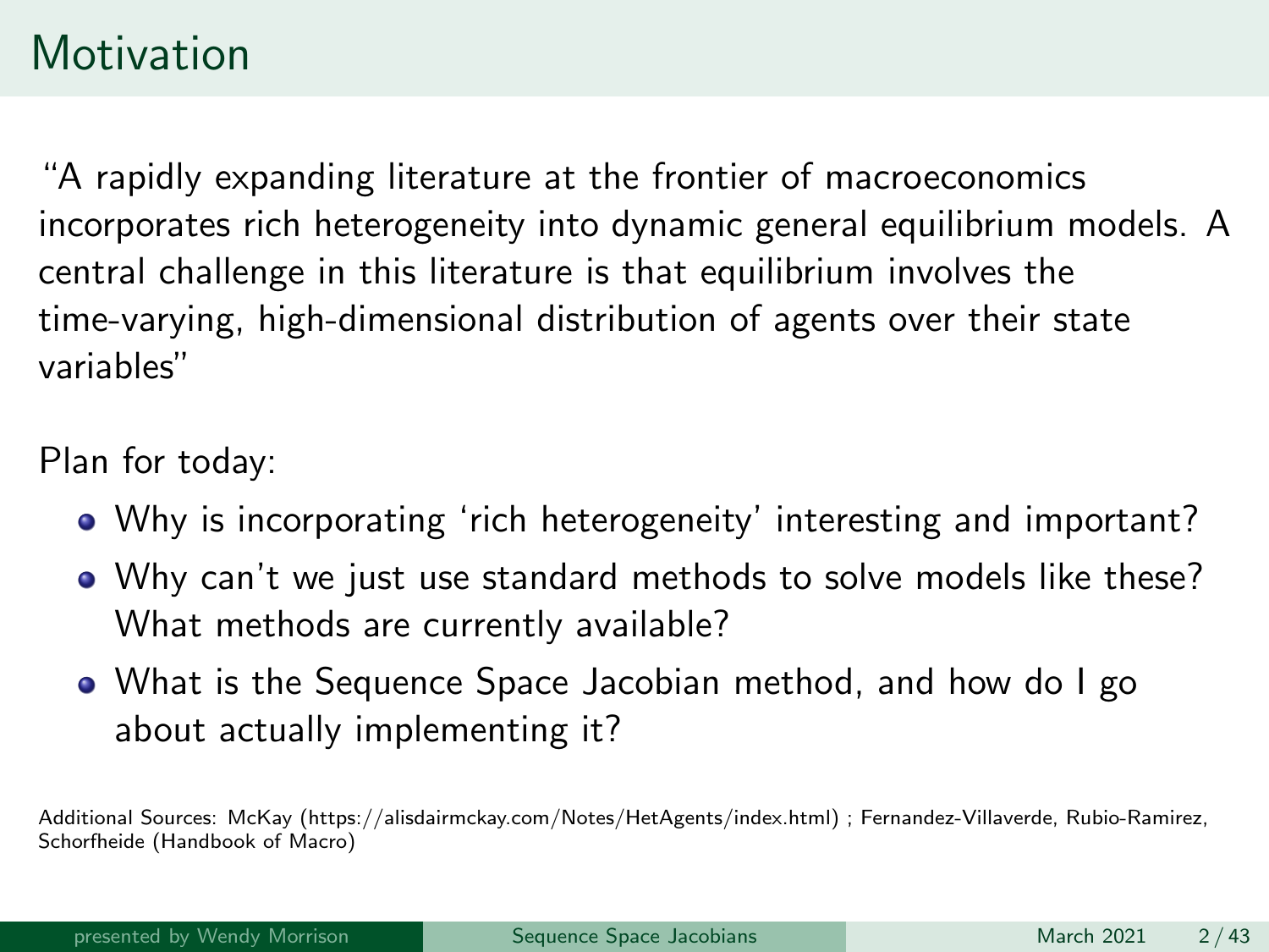# Motivation

"A rapidly expanding literature at the frontier of macroeconomics incorporates rich heterogeneity into dynamic general equilibrium models. A central challenge in this literature is that equilibrium involves the time-varying, high-dimensional distribution of agents over their state variables"

Plan for today:

- Why is incorporating 'rich heterogeneity' interesting and important?
- Why can't we just use standard methods to solve models like these? What methods are currently available?
- What is the Sequence Space Jacobian method, and how do I go about actually implementing it?

Additional Sources: McKay (https://alisdairmckay.com/Notes/HetAgents/index.html) ; Fernandez-Villaverde, Rubio-Ramirez, Schorfheide (Handbook of Macro)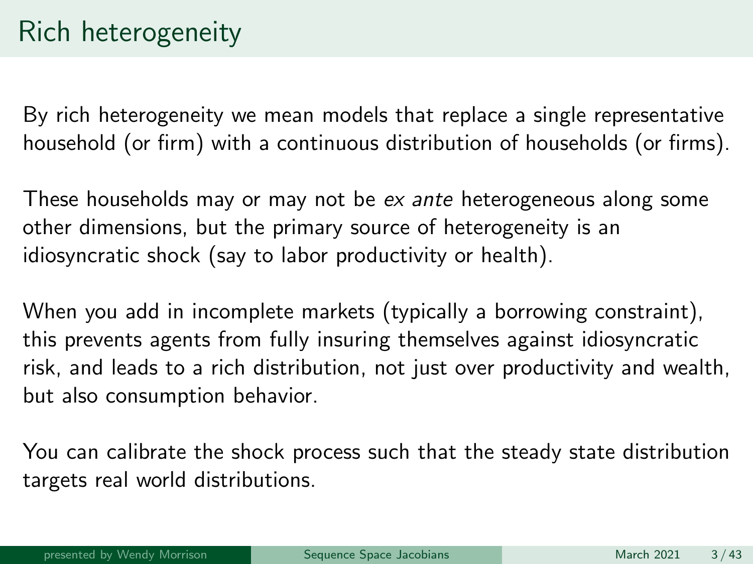# Rich heterogeneity

By rich heterogeneity we mean models that replace a single representative household (or firm) with a continuous distribution of households (or firms).

These households may or may not be *ex ante* heterogeneous along some other dimensions, but the primary source of heterogeneity is an idiosyncratic shock (say to labor productivity or health).

When you add in incomplete markets (typically a borrowing constraint), this prevents agents from fully insuring themselves against idiosyncratic risk, and leads to a rich distribution, not just over productivity and wealth, but also consumption behavior.

You can calibrate the shock process such that the steady state distribution targets real world distributions.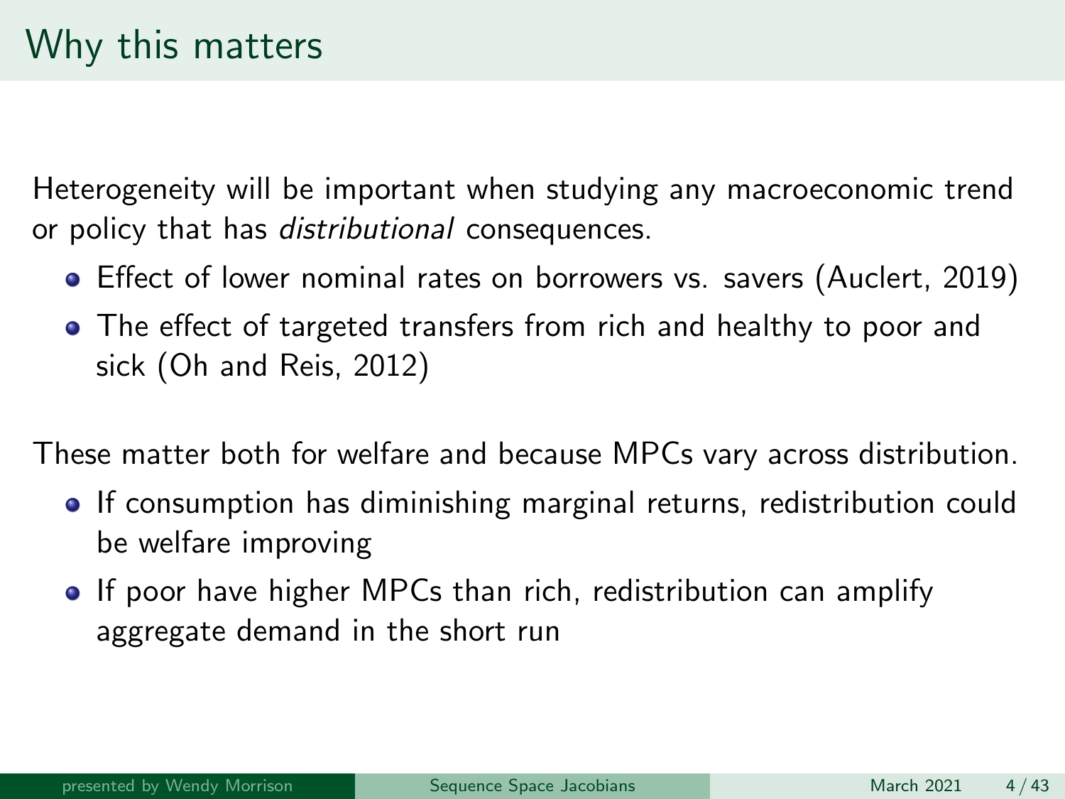# Why this matters

Heterogeneity will be important when studying any macroeconomic trend or policy that has *distributional* consequences.

- Effect of lower nominal rates on borrowers vs. savers (Auclert, 2019)
- The effect of targeted transfers from rich and healthy to poor and sick (Oh and Reis, 2012)

These matter both for welfare and because MPCs vary across distribution.

- If consumption has diminishing marginal returns, redistribution could be welfare improving
- If poor have higher MPCs than rich, redistribution can amplify aggregate demand in the short run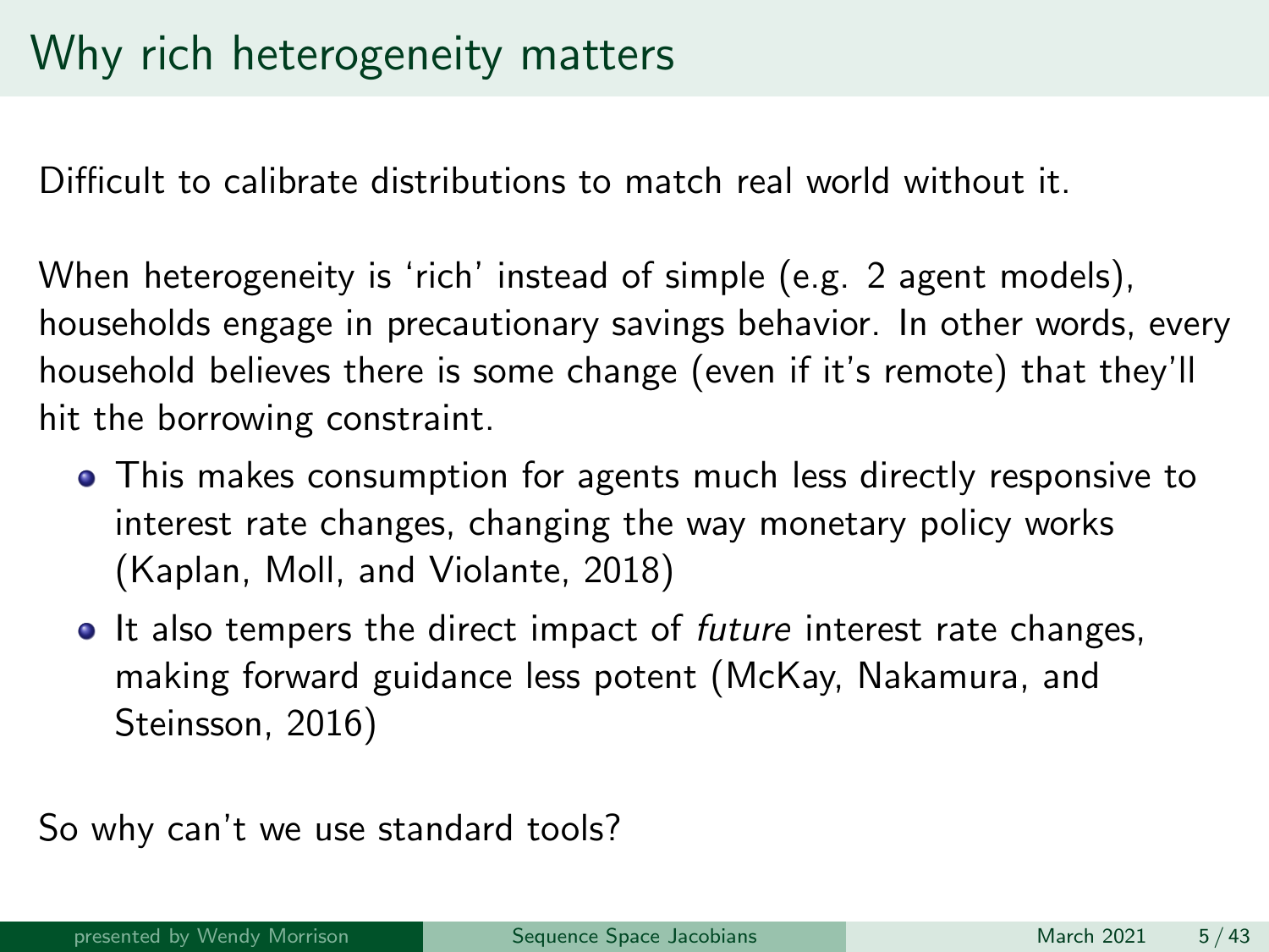# Why rich heterogeneity matters

Difficult to calibrate distributions to match real world without it.

When heterogeneity is 'rich' instead of simple (e.g. 2 agent models), households engage in precautionary savings behavior. In other words, every household believes there is some change (even if it's remote) that they'll hit the borrowing constraint.

- This makes consumption for agents much less directly responsive to interest rate changes, changing the way monetary policy works (Kaplan, Moll, and Violante, 2018)
- It also tempers the direct impact of *future* interest rate changes, making forward guidance less potent (McKay, Nakamura, and Steinsson, 2016)

So why can't we use standard tools?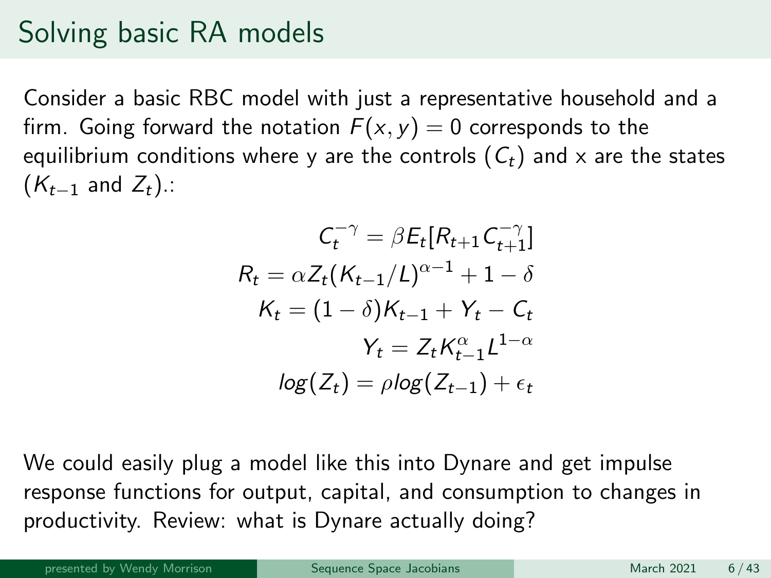# Solving basic RA models

Consider a basic RBC model with just a representative household and a firm. Going forward the notation $F(x, y) = 0$ corresponds to the equilibrium conditions where y are the controls ($C_t$) and x are the states ($K_{t-1}$ and $Z_t$).:

$$
\begin{aligned}
C_t^{-\gamma} &= \beta E_t[R_{t+1} C_{t+1}^{-\gamma}] \\
R_t &= \alpha Z_t (K_{t-1}/L)^{\alpha-1} + 1 - \delta \\
K_t &= (1-\delta)K_{t-1} + Y_t - C_t \\
Y_t &= Z_t K_{t-1}^{\alpha} L^{1-\alpha} \\
log(Z_t) &= \rho log(Z_{t-1}) + \epsilon_t
\end{aligned}
$$

We could easily plug a model like this into Dynare and get impulse response functions for output, capital, and consumption to changes in productivity. Review: what is Dynare actually doing?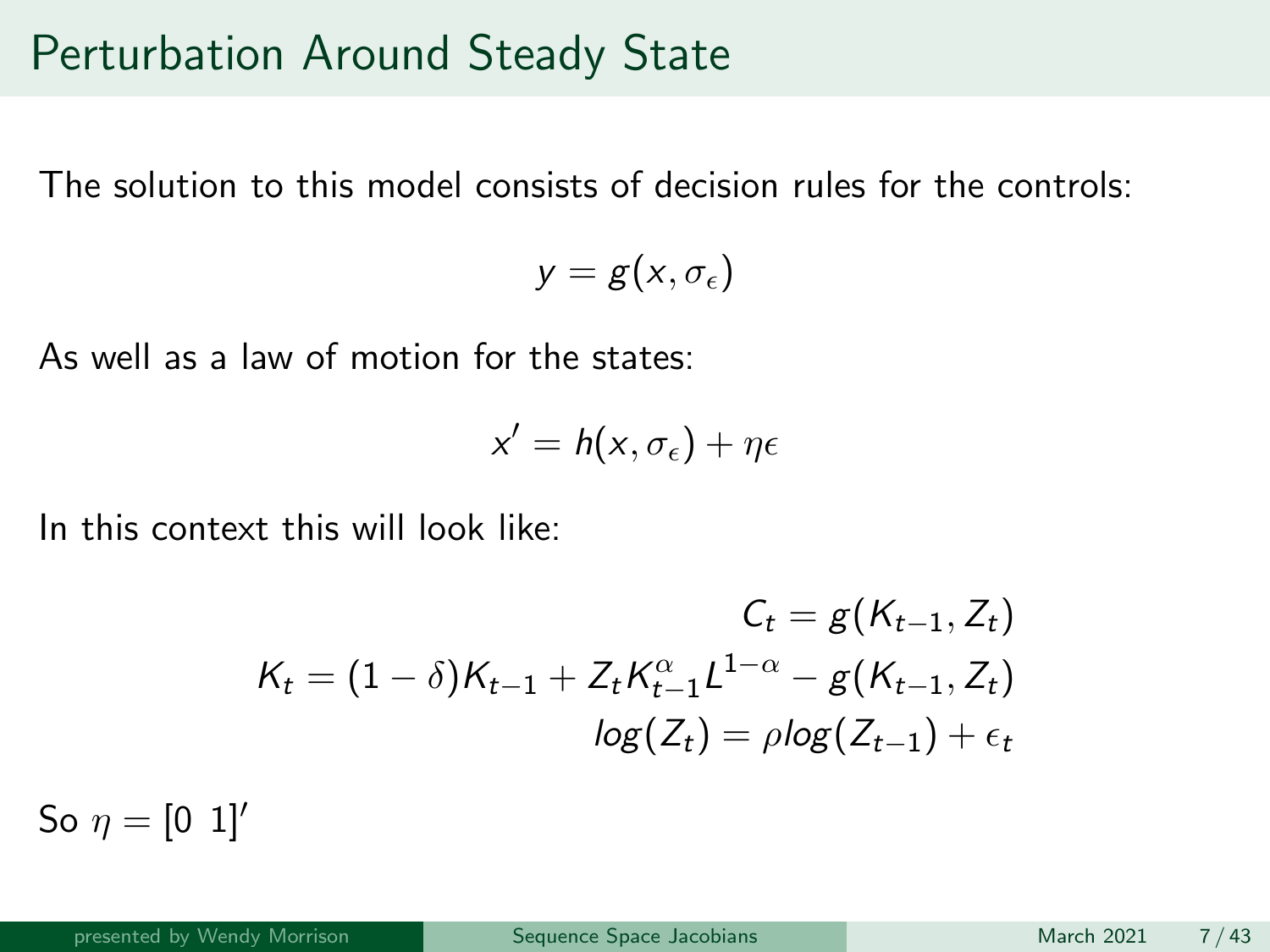# Perturbation Around Steady State

The solution to this model consists of decision rules for the controls:

$$y = g(x, \sigma_\epsilon)$$

As well as a law of motion for the states:

$$x' = h(x, \sigma_\epsilon) + \eta\epsilon$$

In this context this will look like:

$$\begin{aligned} C_t &= g(K_{t-1}, Z_t) \\ K_t &= (1-\delta)K_{t-1} + Z_t K_{t-1}^{\alpha} L^{1-\alpha} - g(K_{t-1}, Z_t) \\ log(Z_t) &= \rho log(Z_{t-1}) + \epsilon_t \end{aligned}$$

So $\eta = [0 \;\; 1]'$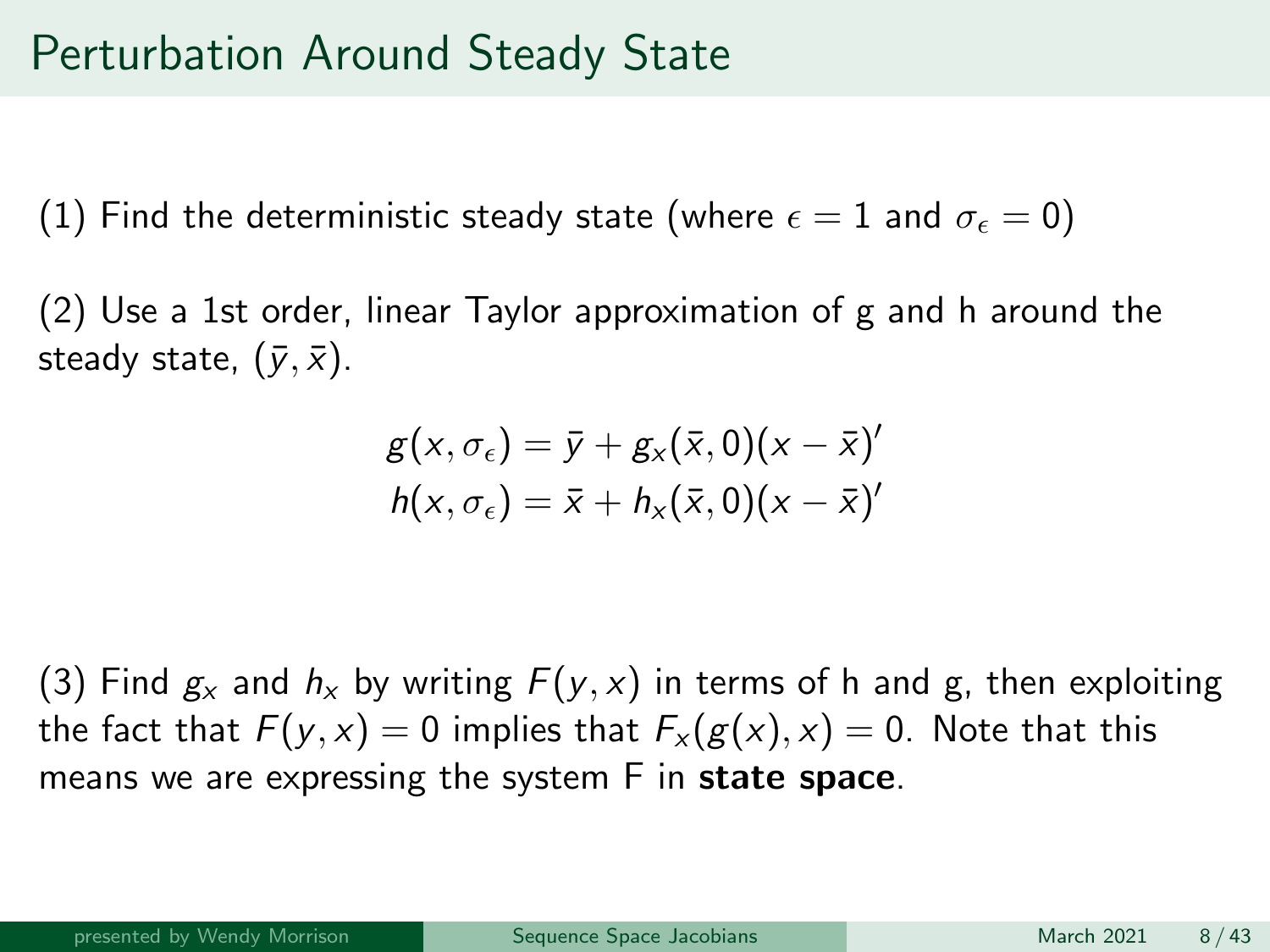# Perturbation Around Steady State

(1) Find the deterministic steady state (where $\epsilon = 1$ and $\sigma_\epsilon = 0$)

(2) Use a 1st order, linear Taylor approximation of g and h around the steady state, $(\bar{y}, \bar{x})$.

$$
g(x, \sigma_\epsilon) = \bar{y} + g_x(\bar{x}, 0)(x - \bar{x})'
$$
$$
h(x, \sigma_\epsilon) = \bar{x} + h_x(\bar{x}, 0)(x - \bar{x})'
$$

(3) Find $g_x$ and $h_x$ by writing $F(y, x)$ in terms of h and g, then exploiting the fact that $F(y, x) = 0$ implies that $F_x(g(x), x) = 0$. Note that this means we are expressing the system F in **state space**.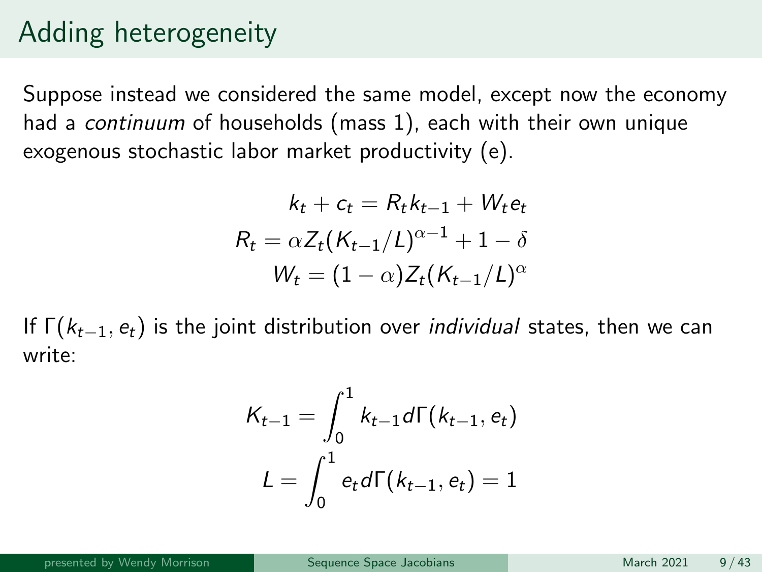# Adding heterogeneity

Suppose instead we considered the same model, except now the economy had a *continuum* of households (mass 1), each with their own unique exogenous stochastic labor market productivity (e).

$$
\begin{aligned}
k_t + c_t &= R_t k_{t-1} + W_t e_t \\
R_t &= \alpha Z_t (K_{t-1}/L)^{\alpha-1} + 1 - \delta \\
W_t &= (1-\alpha) Z_t (K_{t-1}/L)^{\alpha}
\end{aligned}
$$

If $\Gamma(k_{t-1}, e_t)$ is the joint distribution over *individual* states, then we can write:

$$
\begin{aligned}
K_{t-1} &= \int_0^1 k_{t-1} d\Gamma(k_{t-1}, e_t) \\
L &= \int_0^1 e_t d\Gamma(k_{t-1}, e_t) = 1
\end{aligned}
$$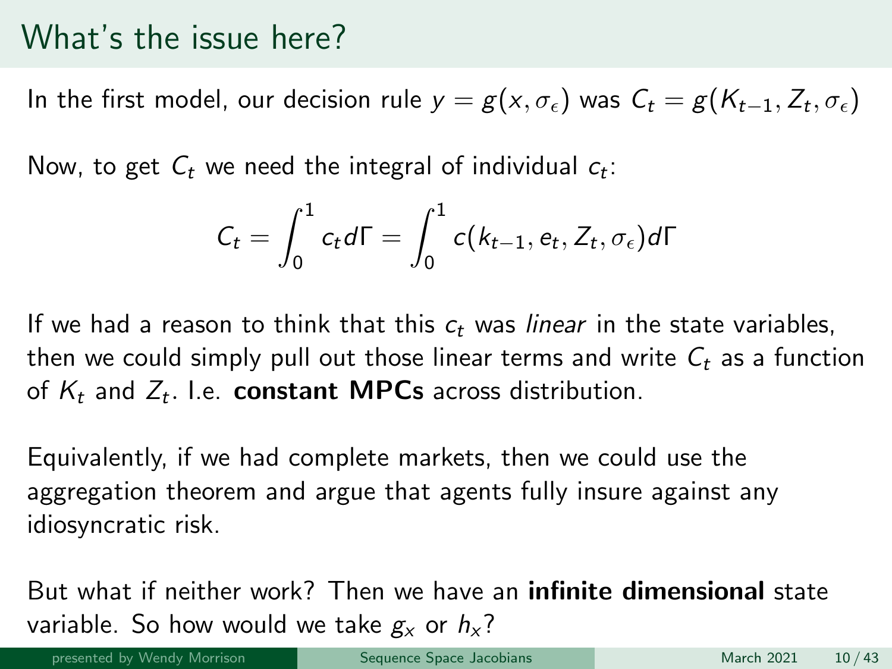# What's the issue here?

In the first model, our decision rule $y = g(x, \sigma_\epsilon)$ was $C_t = g(K_{t-1}, Z_t, \sigma_\epsilon)$

Now, to get $C_t$ we need the integral of individual $c_t$:

$$C_t = \int_0^1 c_t d\Gamma = \int_0^1 c(k_{t-1}, e_t, Z_t, \sigma_\epsilon) d\Gamma$$

If we had a reason to think that this $c_t$ was *linear* in the state variables, then we could simply pull out those linear terms and write $C_t$ as a function of $K_t$ and $Z_t$. I.e. **constant MPCs** across distribution.

Equivalently, if we had complete markets, then we could use the aggregation theorem and argue that agents fully insure against any idiosyncratic risk.

But what if neither work? Then we have an **infinite dimensional** state variable. So how would we take $g_x$ or $h_x$?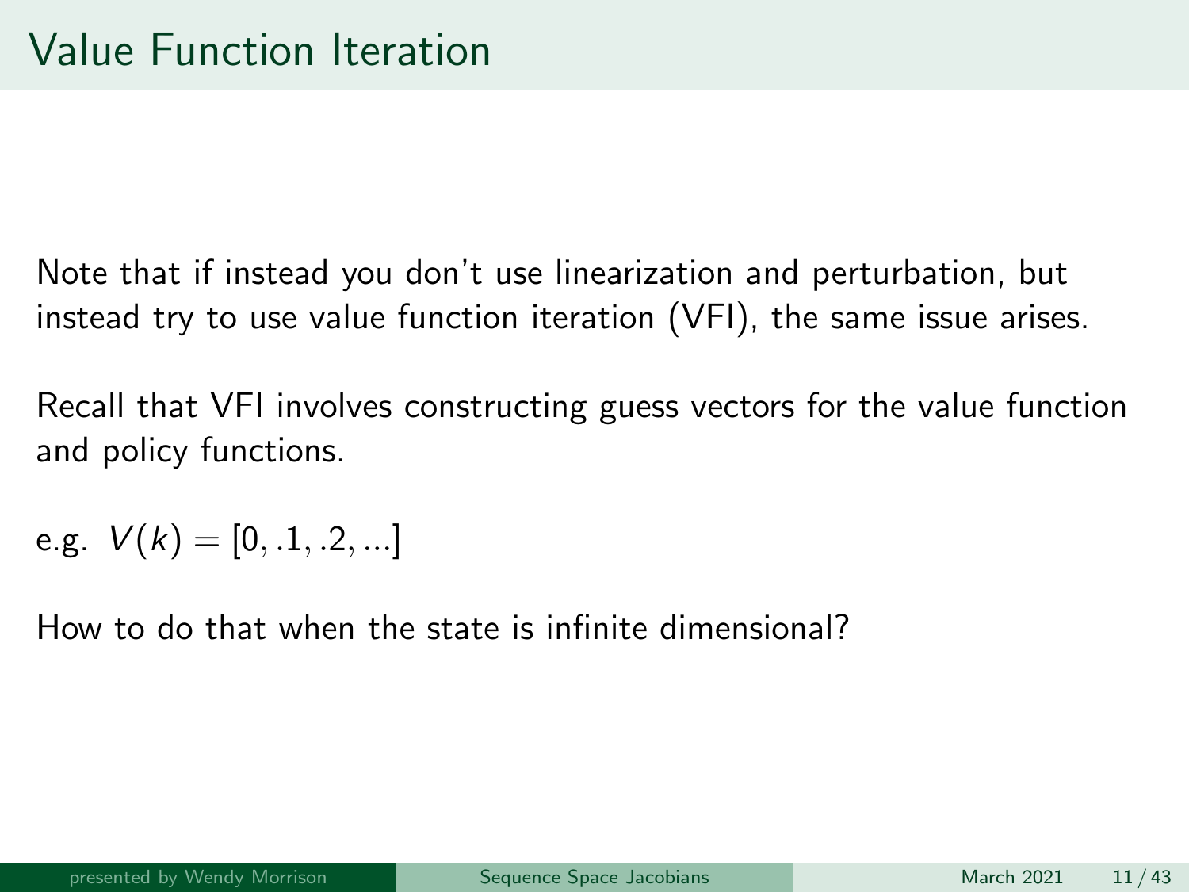# Value Function Iteration

Note that if instead you don't use linearization and perturbation, but instead try to use value function iteration (VFI), the same issue arises.

Recall that VFI involves constructing guess vectors for the value function and policy functions.

e.g. $V(k) = [0, .1, .2, ...]$

How to do that when the state is infinite dimensional?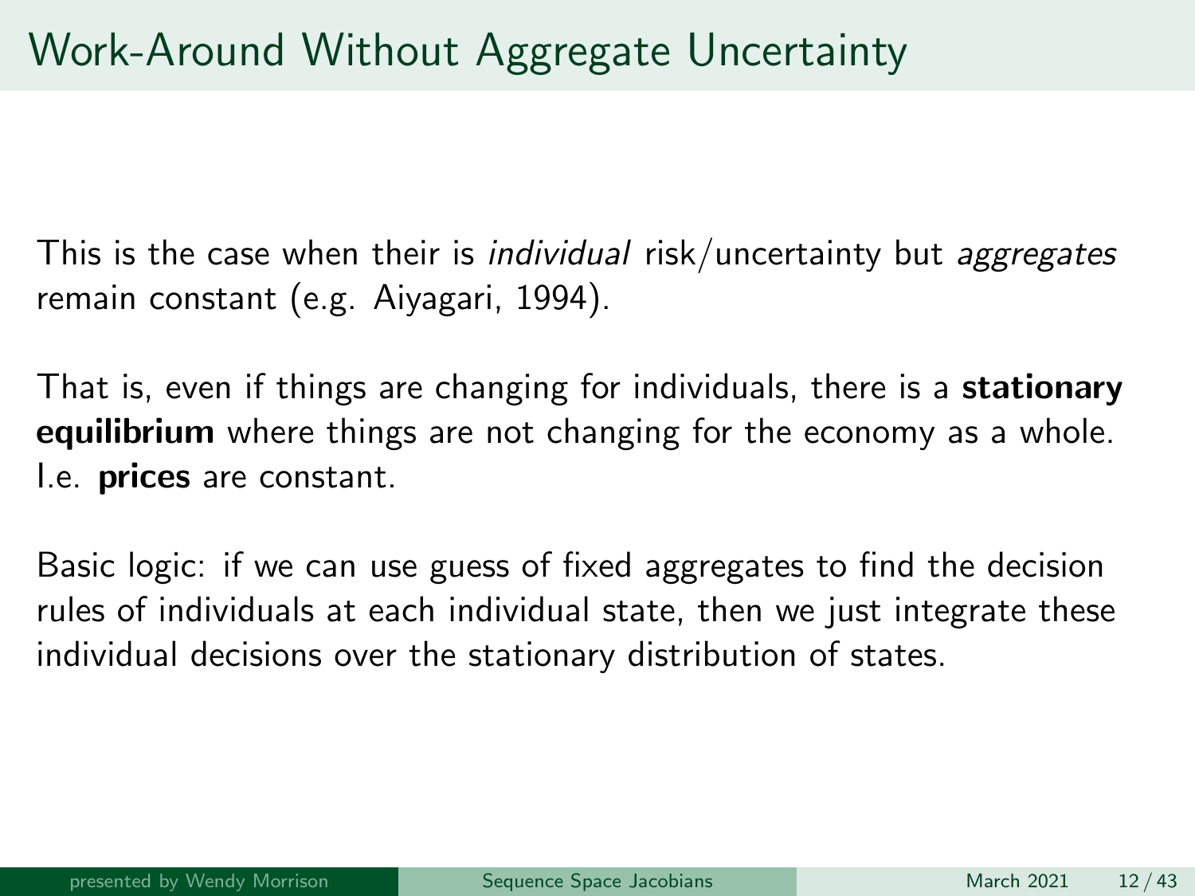# Work-Around Without Aggregate Uncertainty

This is the case when their is *individual* risk/uncertainty but *aggregates* remain constant (e.g. Aiyagari, 1994).

That is, even if things are changing for individuals, there is a **stationary equilibrium** where things are not changing for the economy as a whole. I.e. **prices** are constant.

Basic logic: if we can use guess of fixed aggregates to find the decision rules of individuals at each individual state, then we just integrate these individual decisions over the stationary distribution of states.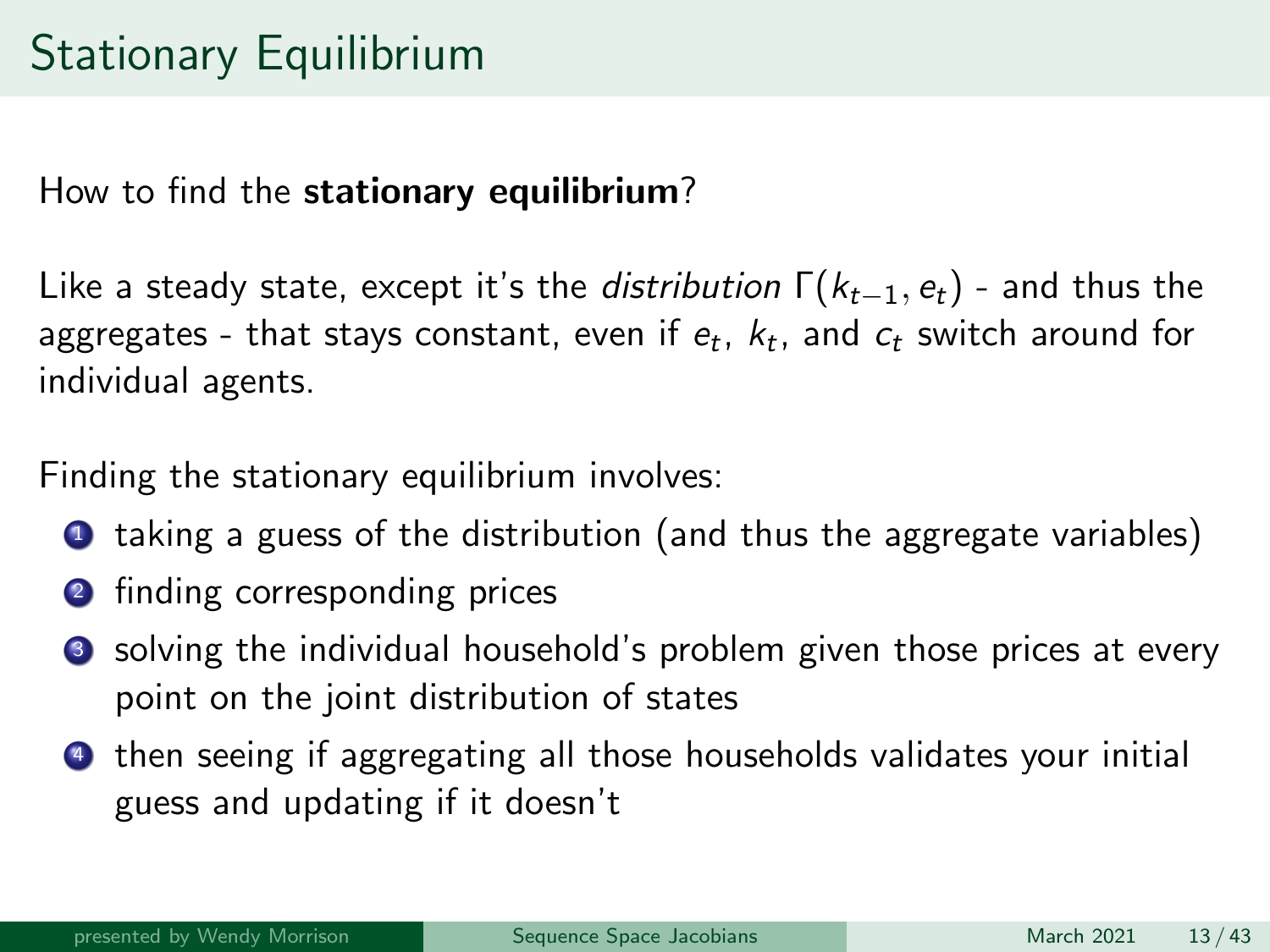# Stationary Equilibrium

How to find the **stationary equilibrium**?

Like a steady state, except it's the *distribution* $\Gamma(k_{t-1}, e_t)$ - and thus the aggregates - that stays constant, even if $e_t$, $k_t$, and $c_t$ switch around for individual agents.

Finding the stationary equilibrium involves:

1. taking a guess of the distribution (and thus the aggregate variables)
2. finding corresponding prices
3. solving the individual household's problem given those prices at every point on the joint distribution of states
4. then seeing if aggregating all those households validates your initial guess and updating if it doesn't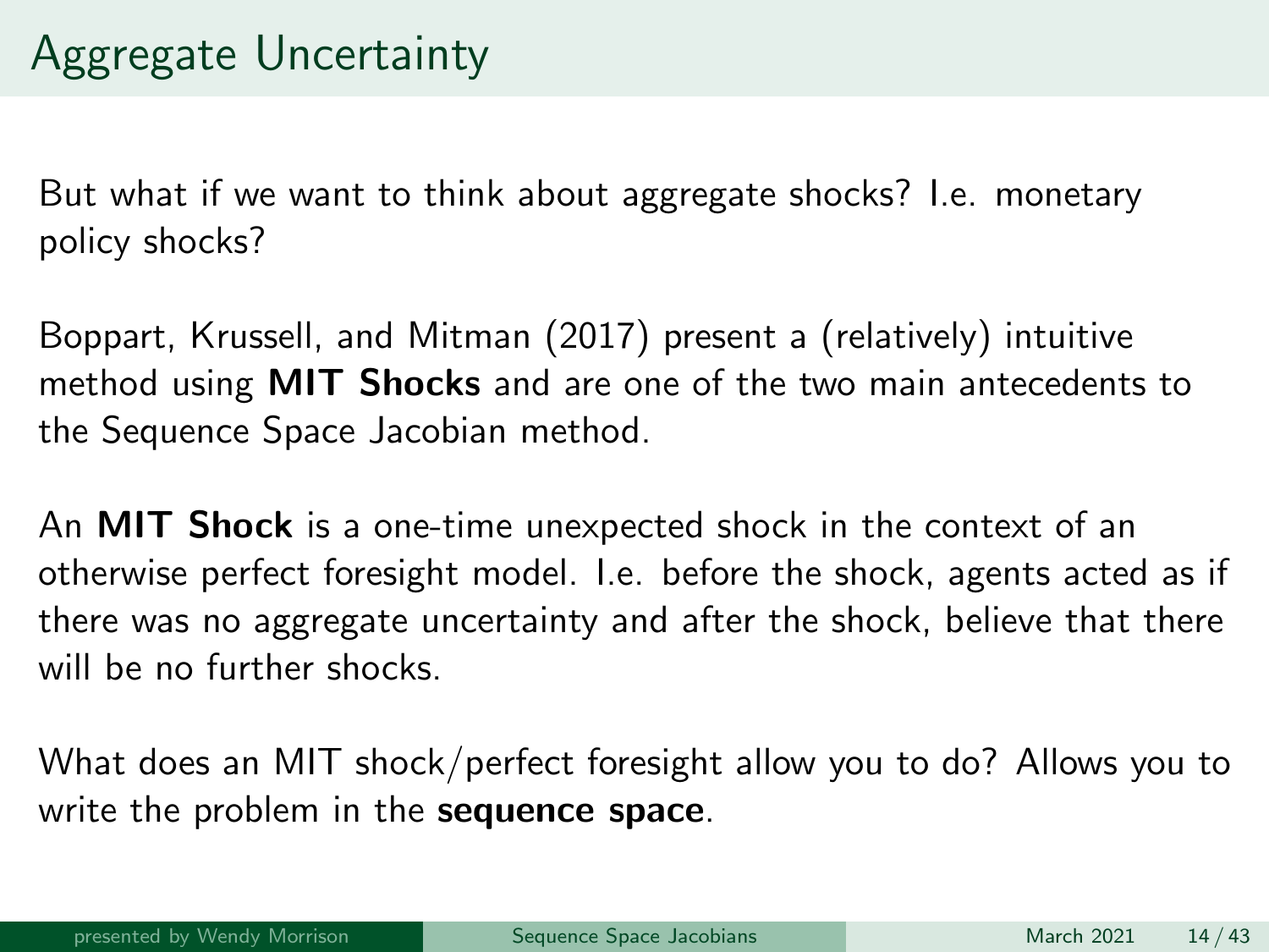# Aggregate Uncertainty

But what if we want to think about aggregate shocks? I.e. monetary policy shocks?

Boppart, Krussell, and Mitman (2017) present a (relatively) intuitive method using **MIT Shocks** and are one of the two main antecedents to the Sequence Space Jacobian method.

An **MIT Shock** is a one-time unexpected shock in the context of an otherwise perfect foresight model. I.e. before the shock, agents acted as if there was no aggregate uncertainty and after the shock, believe that there will be no further shocks.

What does an MIT shock/perfect foresight allow you to do? Allows you to write the problem in the **sequence space**.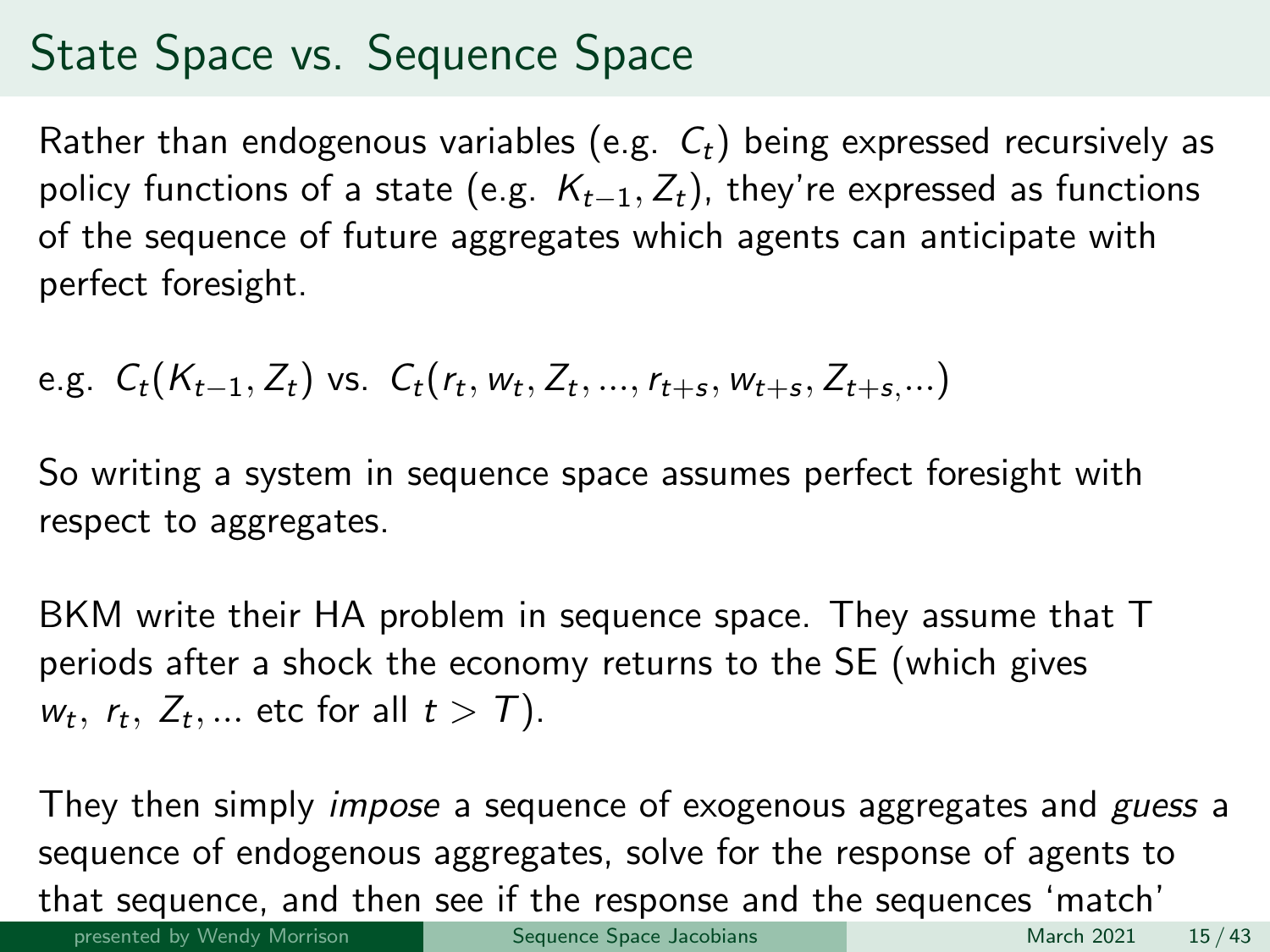# State Space vs. Sequence Space

Rather than endogenous variables (e.g. $C_t$) being expressed recursively as policy functions of a state (e.g. $K_{t-1}, Z_t$), they're expressed as functions of the sequence of future aggregates which agents can anticipate with perfect foresight.

e.g. $C_t(K_{t-1}, Z_t)$ vs. $C_t(r_t, w_t, Z_t, ..., r_{t+s}, w_{t+s}, Z_{t+s,}...)$

So writing a system in sequence space assumes perfect foresight with respect to aggregates.

BKM write their HA problem in sequence space. They assume that T periods after a shock the economy returns to the SE (which gives $w_t,\ r_t,\ Z_t, ...$ etc for all $t > T$).

They then simply *impose* a sequence of exogenous aggregates and *guess* a sequence of endogenous aggregates, solve for the response of agents to that sequence, and then see if the response and the sequences 'match'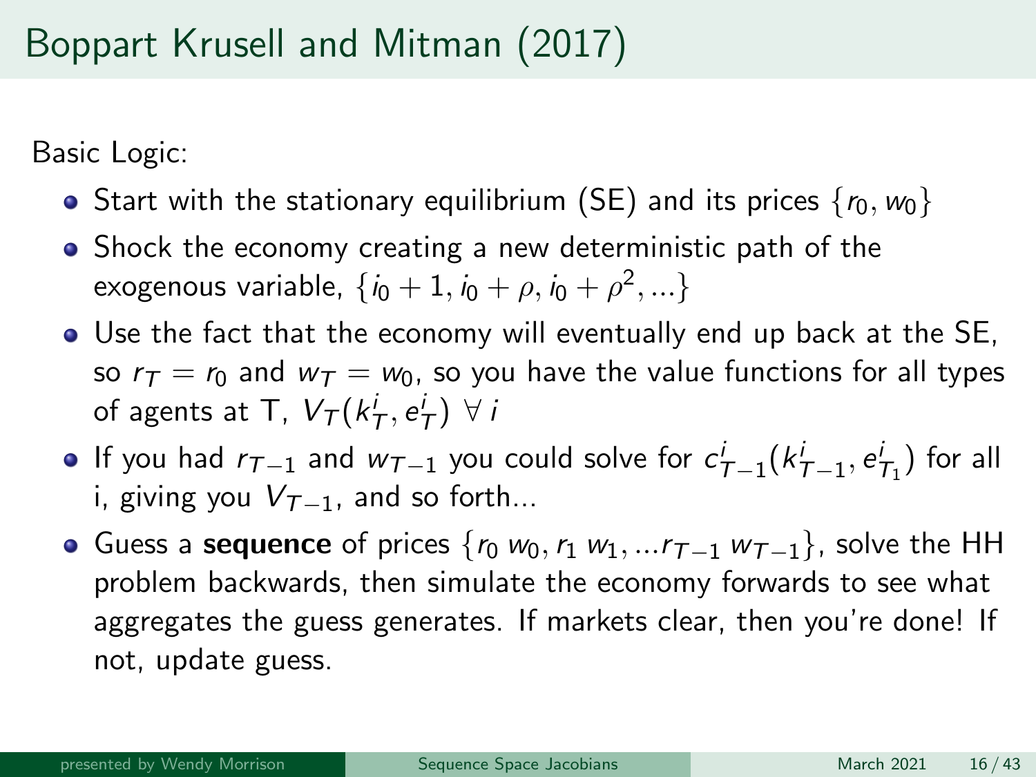# Boppart Krusell and Mitman (2017)

Basic Logic:

- Start with the stationary equilibrium (SE) and its prices $\{r_0, w_0\}$
- Shock the economy creating a new deterministic path of the exogenous variable, $\{i_0 + 1, i_0 + \rho, i_0 + \rho^2, ...\}$
- Use the fact that the economy will eventually end up back at the SE, so $r_T = r_0$ and $w_T = w_0$, so you have the value functions for all types of agents at T, $V_T(k^i_T, e^i_T)\ \forall\ i$
- If you had $r_{T-1}$ and $w_{T-1}$ you could solve for $c^i_{T-1}(k^i_{T-1}, e^i_{T_1})$ for all i, giving you $V_{T-1}$, and so forth...
- Guess a **sequence** of prices $\{r_0\ w_0, r_1\ w_1, ...r_{T-1}\ w_{T-1}\}$, solve the HH problem backwards, then simulate the economy forwards to see what aggregates the guess generates. If markets clear, then you're done! If not, update guess.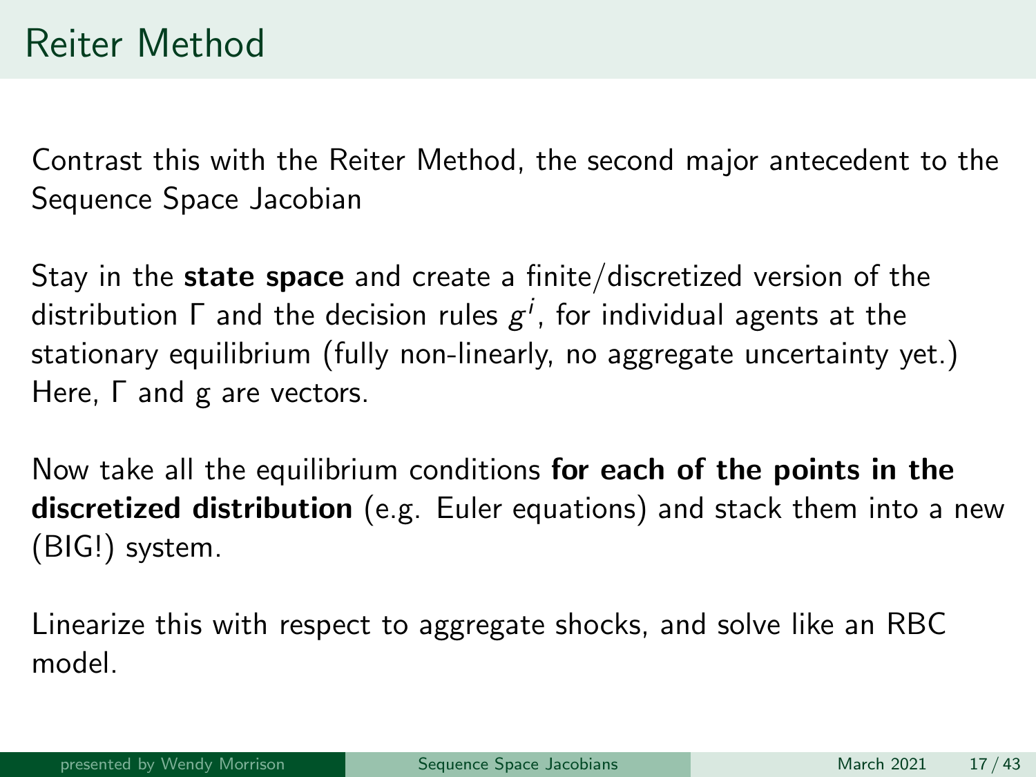# Reiter Method

Contrast this with the Reiter Method, the second major antecedent to the Sequence Space Jacobian

Stay in the **state space** and create a finite/discretized version of the distribution $\Gamma$ and the decision rules $g^i$, for individual agents at the stationary equilibrium (fully non-linearly, no aggregate uncertainty yet.) Here, $\Gamma$ and g are vectors.

Now take all the equilibrium conditions **for each of the points in the discretized distribution** (e.g. Euler equations) and stack them into a new (BIG!) system.

Linearize this with respect to aggregate shocks, and solve like an RBC model.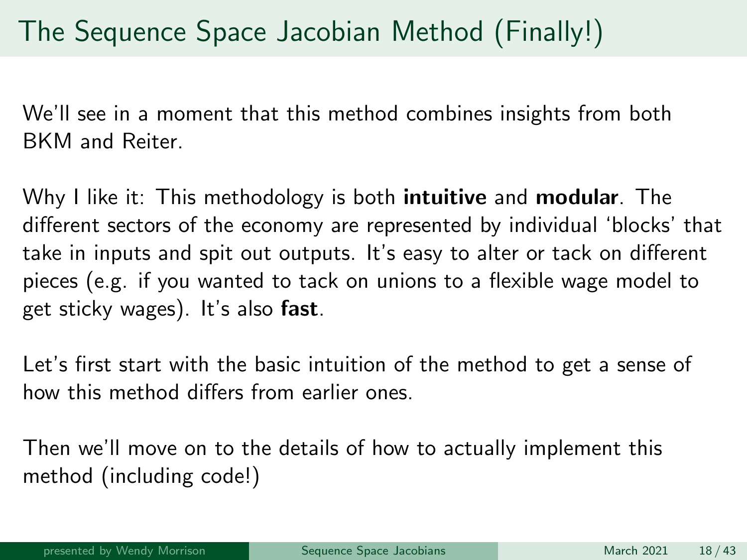# The Sequence Space Jacobian Method (Finally!)

We'll see in a moment that this method combines insights from both BKM and Reiter.

Why I like it: This methodology is both **intuitive** and **modular**. The different sectors of the economy are represented by individual 'blocks' that take in inputs and spit out outputs. It's easy to alter or tack on different pieces (e.g. if you wanted to tack on unions to a flexible wage model to get sticky wages). It's also **fast**.

Let's first start with the basic intuition of the method to get a sense of how this method differs from earlier ones.

Then we'll move on to the details of how to actually implement this method (including code!)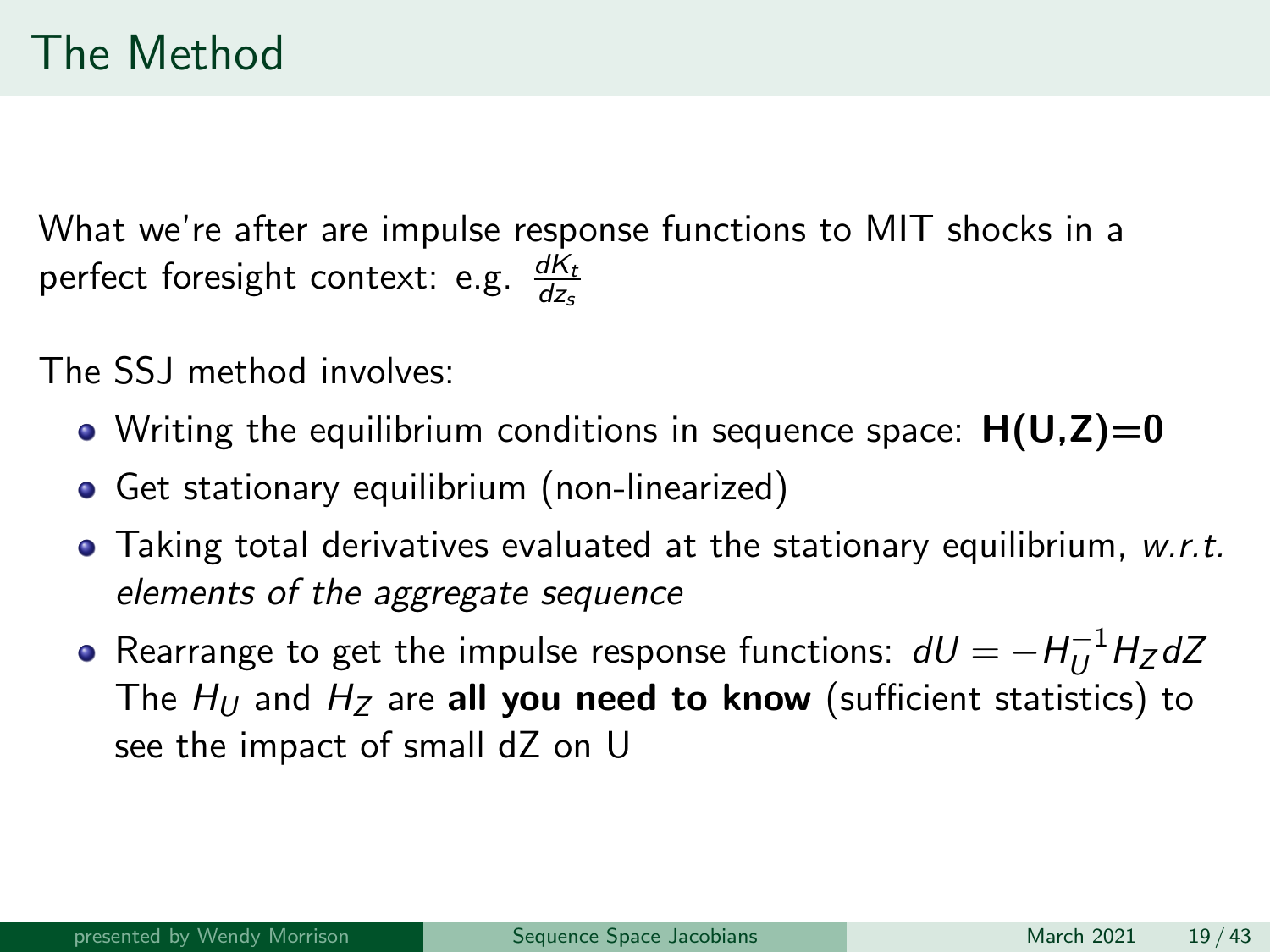# The Method

What we're after are impulse response functions to MIT shocks in a perfect foresight context: e.g. $\frac{dK_t}{dz_s}$

The SSJ method involves:

- Writing the equilibrium conditions in sequence space: **H(U,Z)=0**
- Get stationary equilibrium (non-linearized)
- Taking total derivatives evaluated at the stationary equilibrium, *w.r.t. elements of the aggregate sequence*
- Rearrange to get the impulse response functions: $dU = -H_U^{-1} H_Z dZ$
  The $H_U$ and $H_Z$ are **all you need to know** (sufficient statistics) to see the impact of small dZ on U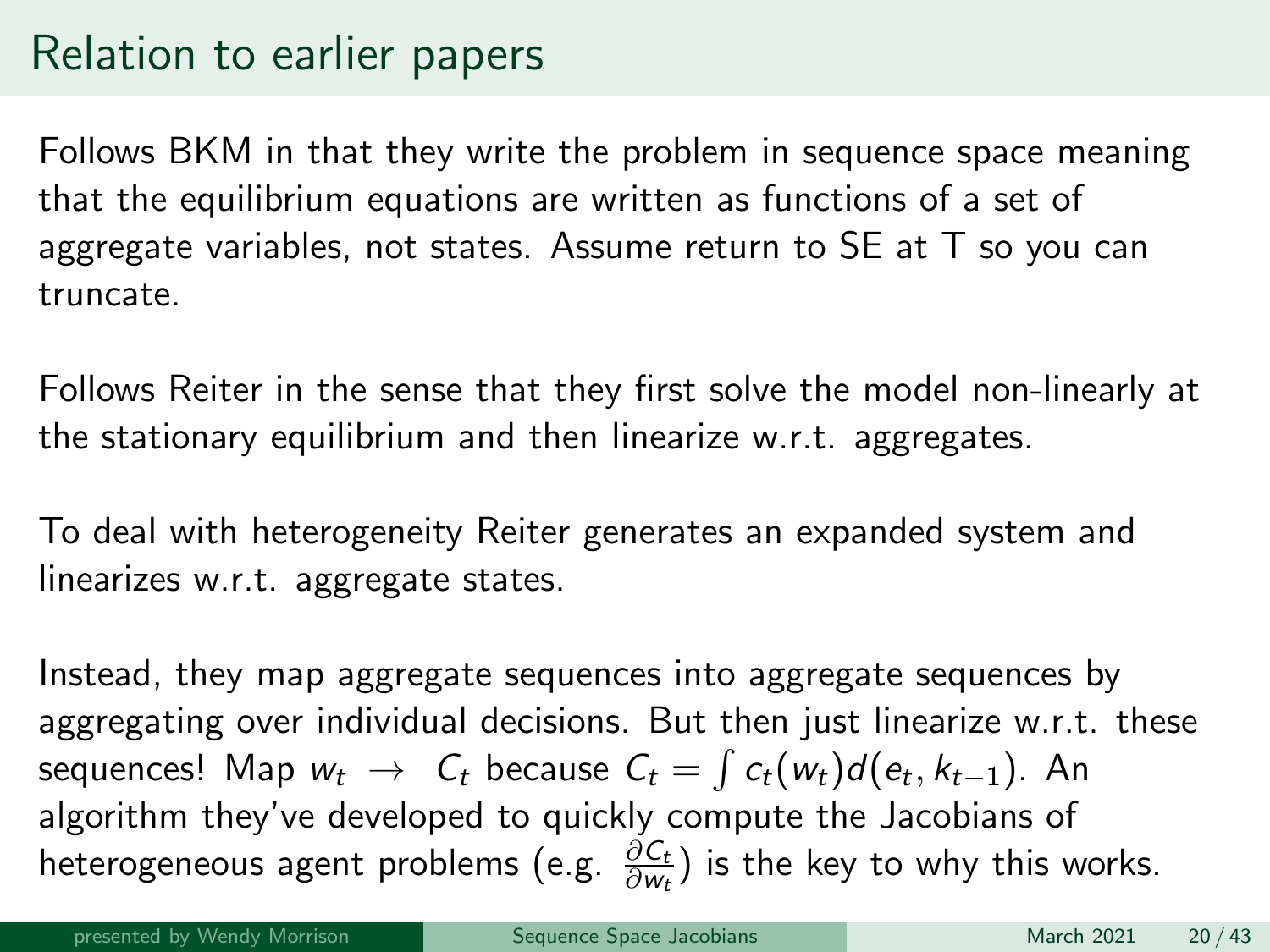# Relation to earlier papers

Follows BKM in that they write the problem in sequence space meaning that the equilibrium equations are written as functions of a set of aggregate variables, not states. Assume return to SE at T so you can truncate.

Follows Reiter in the sense that they first solve the model non-linearly at the stationary equilibrium and then linearize w.r.t. aggregates.

To deal with heterogeneity Reiter generates an expanded system and linearizes w.r.t. aggregate states.

Instead, they map aggregate sequences into aggregate sequences by aggregating over individual decisions. But then just linearize w.r.t. these sequences! Map $w_t \rightarrow C_t$ because $C_t = \int c_t(w_t) d(e_t, k_{t-1})$. An algorithm they've developed to quickly compute the Jacobians of heterogeneous agent problems (e.g. $\frac{\partial C_t}{\partial w_t}$) is the key to why this works.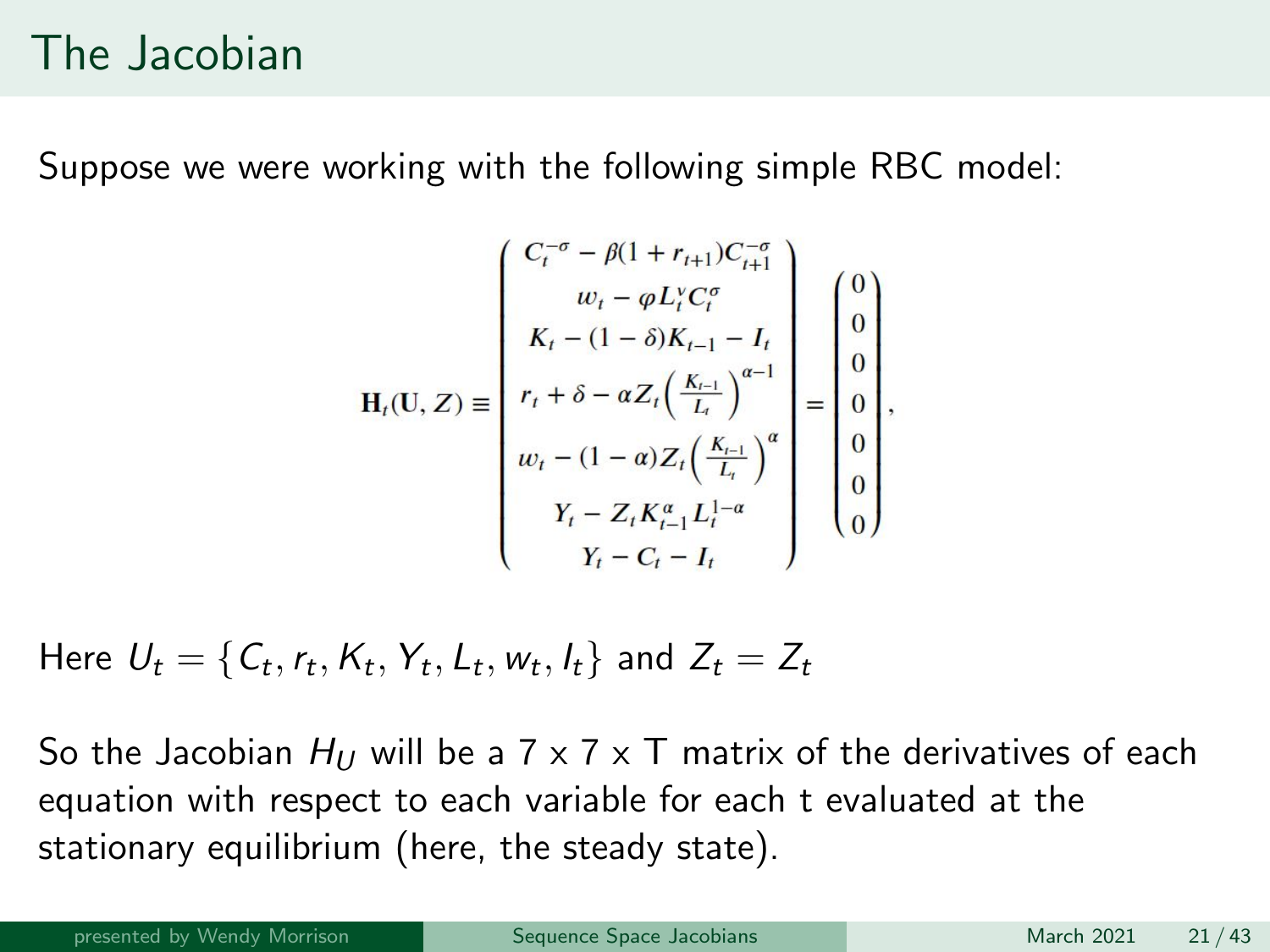# The Jacobian

Suppose we were working with the following simple RBC model:

$$
\mathbf{H}_t(\mathbf{U}, Z) \equiv \begin{pmatrix} C_t^{-\sigma} - \beta(1 + r_{t+1})C_{t+1}^{-\sigma} \\ w_t - \varphi L_t^{\nu} C_t^{\sigma} \\ K_t - (1-\delta)K_{t-1} - I_t \\ r_t + \delta - \alpha Z_t \left(\frac{K_{t-1}}{L_t}\right)^{\alpha - 1} \\ w_t - (1-\alpha) Z_t \left(\frac{K_{t-1}}{L_t}\right)^{\alpha} \\ Y_t - Z_t K_{t-1}^{\alpha} L_t^{1-\alpha} \\ Y_t - C_t - I_t \end{pmatrix} = \begin{pmatrix} 0 \\ 0 \\ 0 \\ 0 \\ 0 \\ 0 \\ 0 \end{pmatrix},
$$

Here $U_t = \{C_t, r_t, K_t, Y_t, L_t, w_t, I_t\}$ and $Z_t = Z_t$

So the Jacobian $H_U$ will be a 7 x 7 x T matrix of the derivatives of each equation with respect to each variable for each t evaluated at the stationary equilibrium (here, the steady state).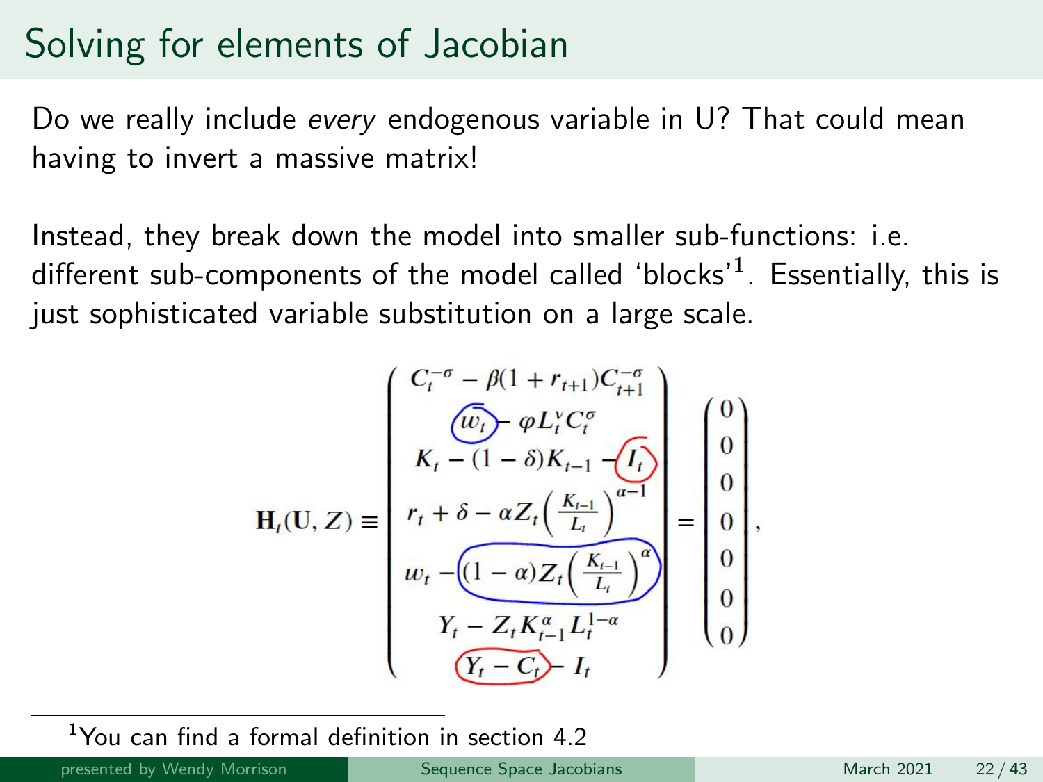# Solving for elements of Jacobian

Do we really include *every* endogenous variable in U? That could mean having to invert a massive matrix!

Instead, they break down the model into smaller sub-functions: i.e. different sub-components of the model called 'blocks'[1]. Essentially, this is just sophisticated variable substitution on a large scale.

$$
\mathbf{H}_t(\mathbf{U}, Z) \equiv \begin{pmatrix} C_t^{-\sigma} - \beta(1 + r_{t+1})C_{t+1}^{-\sigma} \\ w_t - \varphi L_t^{\nu} C_t^{\sigma} \\ K_t - (1-\delta)K_{t-1} - I_t \\ r_t + \delta - \alpha Z_t \left(\frac{K_{t-1}}{L_t}\right)^{\alpha - 1} \\ w_t - (1-\alpha) Z_t \left(\frac{K_{t-1}}{L_t}\right)^{\alpha} \\ Y_t - Z_t K_{t-1}^{\alpha} L_t^{1-\alpha} \\ Y_t - C_t - I_t \end{pmatrix} = \begin{pmatrix} 0 \\ 0 \\ 0 \\ 0 \\ 0 \\ 0 \\ 0 \end{pmatrix},
$$

[1] You can find a formal definition in section 4.2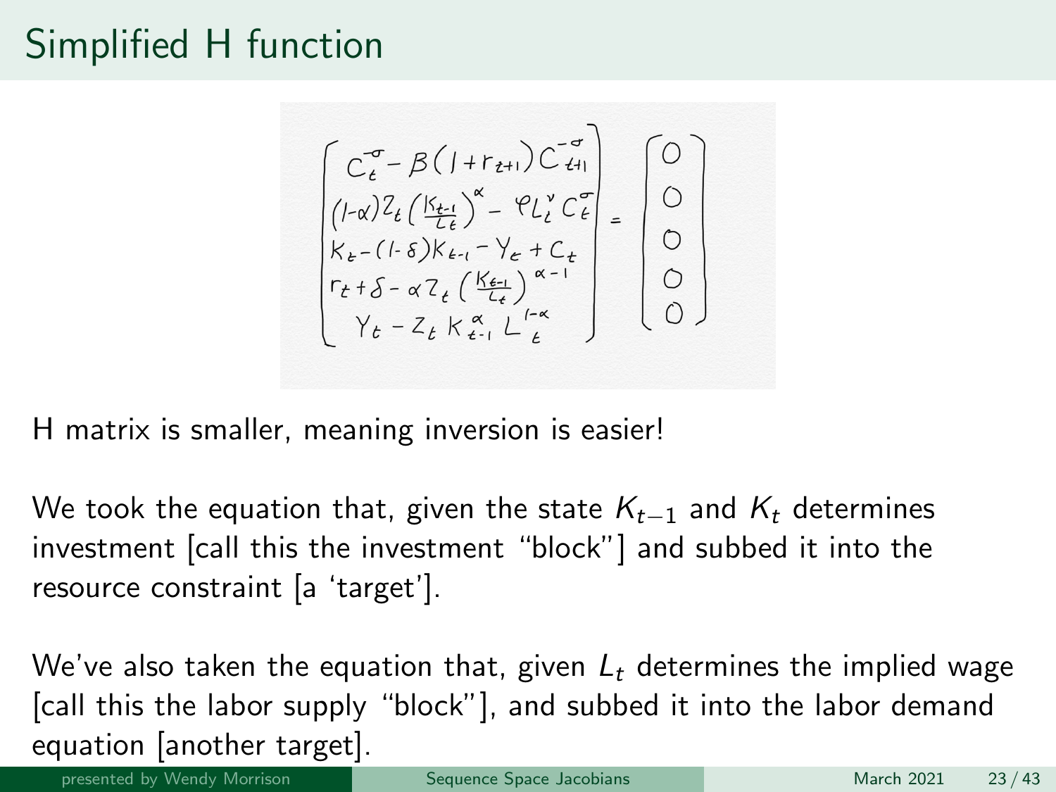# Simplified H function

$$
\begin{bmatrix}
C_t^{-\sigma} - \beta(1+r_{t+1})C_{t+1}^{-\sigma} \\
(1-\alpha)Z_t\left(\frac{K_{t-1}}{L_t}\right)^{\alpha} - \varphi L_t^{\nu} C_t^{\sigma} \\
K_t - (1-\delta)K_{t-1} - Y_t + C_t \\
r_t + \delta - \alpha Z_t\left(\frac{K_{t-1}}{L_t}\right)^{\alpha-1} \\
Y_t - Z_t K_{t-1}^{\alpha} L_t^{1-\alpha}
\end{bmatrix}
=
\begin{bmatrix}
0 \\ 0 \\ 0 \\ 0 \\ 0
\end{bmatrix}
$$

H matrix is smaller, meaning inversion is easier!

We took the equation that, given the state $K_{t-1}$ and $K_t$ determines investment [call this the investment "block"] and subbed it into the resource constraint [a 'target'].

We've also taken the equation that, given $L_t$ determines the implied wage [call this the labor supply "block"], and subbed it into the labor demand equation [another target].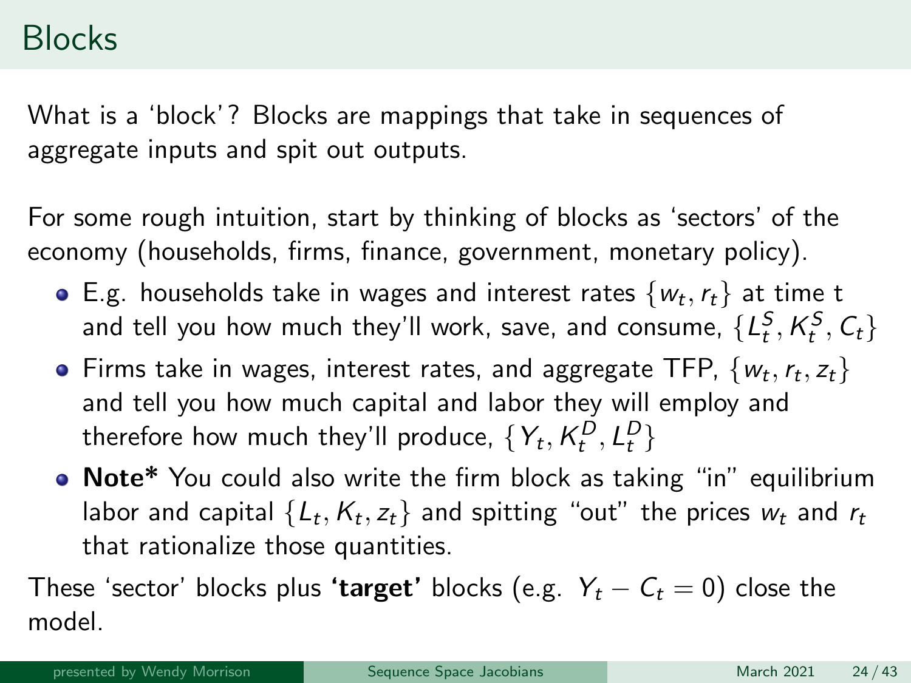# Blocks

What is a 'block'? Blocks are mappings that take in sequences of aggregate inputs and spit out outputs.

For some rough intuition, start by thinking of blocks as 'sectors' of the economy (households, firms, finance, government, monetary policy).

- E.g. households take in wages and interest rates $\{w_t, r_t\}$ at time t and tell you how much they'll work, save, and consume, $\{L_t^S, K_t^S, C_t\}$
- Firms take in wages, interest rates, and aggregate TFP, $\{w_t, r_t, z_t\}$ and tell you how much capital and labor they will employ and therefore how much they'll produce, $\{Y_t, K_t^D, L_t^D\}$
- **Note*** You could also write the firm block as taking "in" equilibrium labor and capital $\{L_t, K_t, z_t\}$ and spitting "out" the prices $w_t$ and $r_t$ that rationalize those quantities.

These 'sector' blocks plus **'target'** blocks (e.g. $Y_t - C_t = 0$) close the model.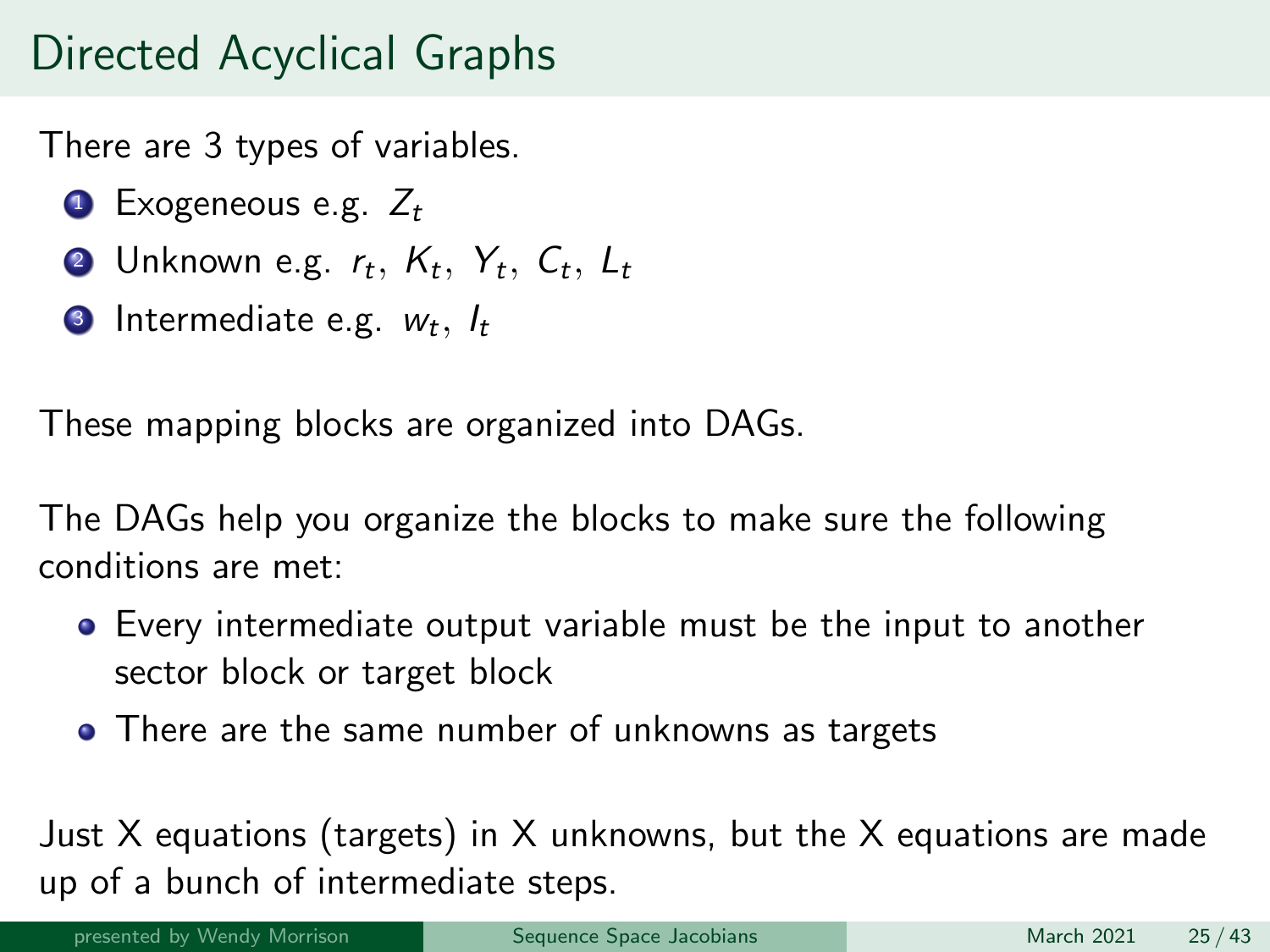# Directed Acyclical Graphs

There are 3 types of variables.

1. Exogeneous e.g. $Z_t$
2. Unknown e.g. $r_t$, $K_t$, $Y_t$, $C_t$, $L_t$
3. Intermediate e.g. $w_t$, $I_t$

These mapping blocks are organized into DAGs.

The DAGs help you organize the blocks to make sure the following conditions are met:

- Every intermediate output variable must be the input to another sector block or target block
- There are the same number of unknowns as targets

Just X equations (targets) in X unknowns, but the X equations are made up of a bunch of intermediate steps.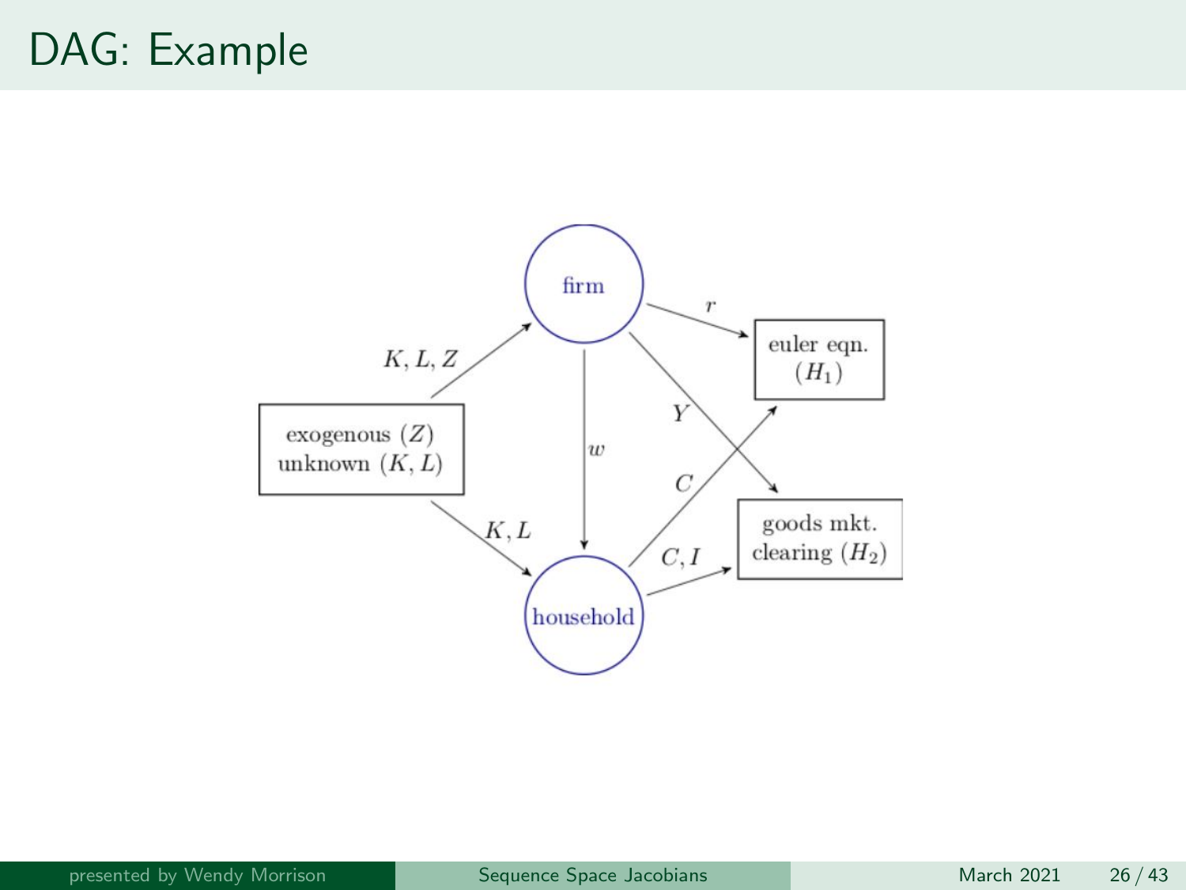# DAG: Example

exogenous ($Z$)
unknown ($K, L$)

$K, L, Z$

$K, L$

firm

household

$w$

$r$

$Y$

$C$

$C, I$

euler eqn.
($H_1$)

goods mkt.
clearing ($H_2$)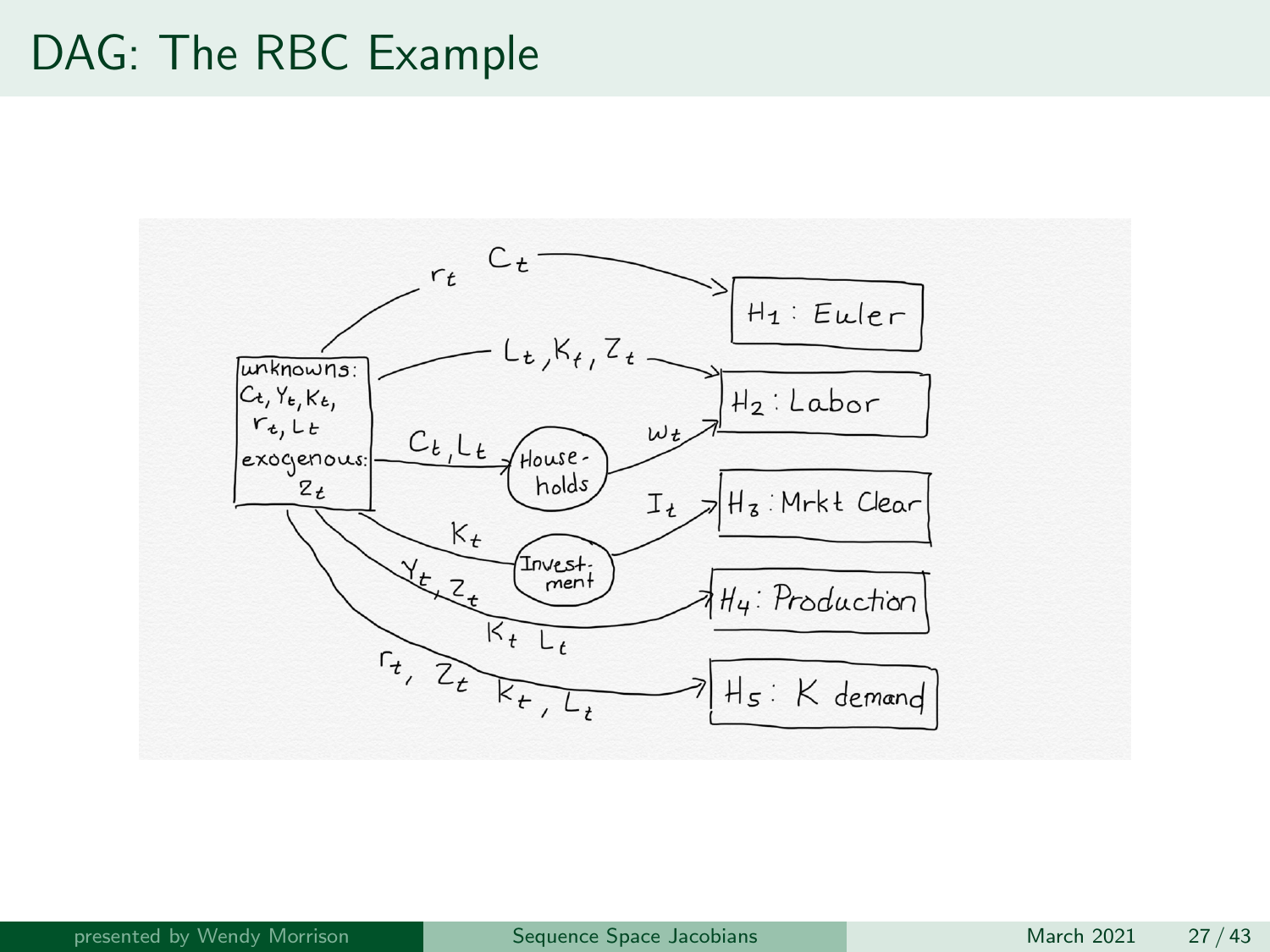# DAG: The RBC Example

unknowns: $C_t, Y_t, K_t, r_t, L_t$

exogenous: $Z_t$

$r_t$, $C_t$ → $H_1$: Euler

$L_t, K_t, Z_t$ → $H_2$: Labor

$C_t, L_t$ → Households → $w_t$ → $H_2$: Labor

$K_t$ → Investment → $I_t$ → $H_3$: Mrkt Clear

$Y_t, Z_t$, $K_t$ $L_t$ → $H_4$: Production

$r_t$, $Z_t$, $K_t$, $L_t$ → $H_5$: K demand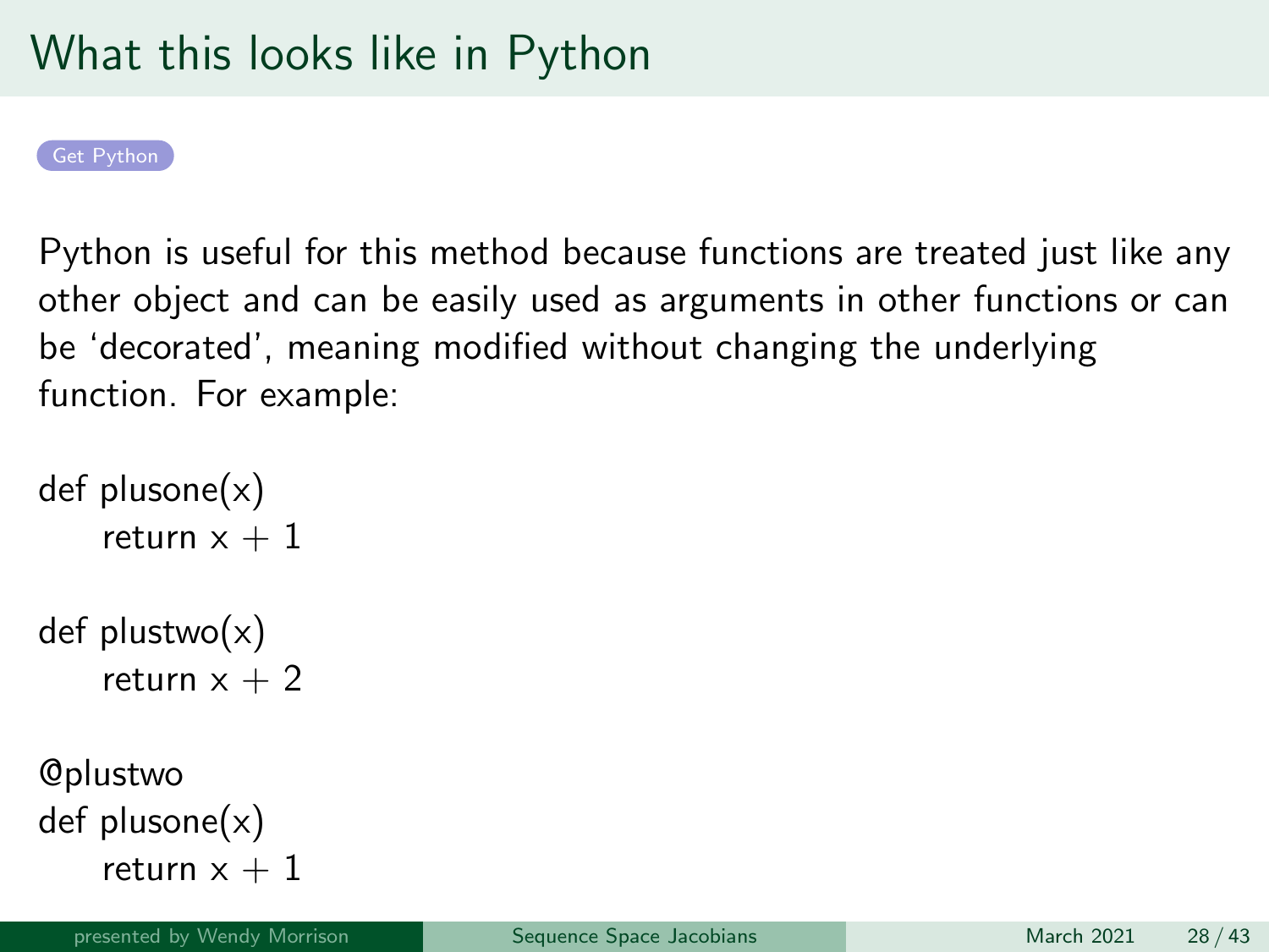# What this looks like in Python

Get Python

Python is useful for this method because functions are treated just like any other object and can be easily used as arguments in other functions or can be 'decorated', meaning modified without changing the underlying function. For example:

```
def plusone(x)
    return x + 1

def plustwo(x)
    return x + 2

@plustwo
def plusone(x)
    return x + 1
```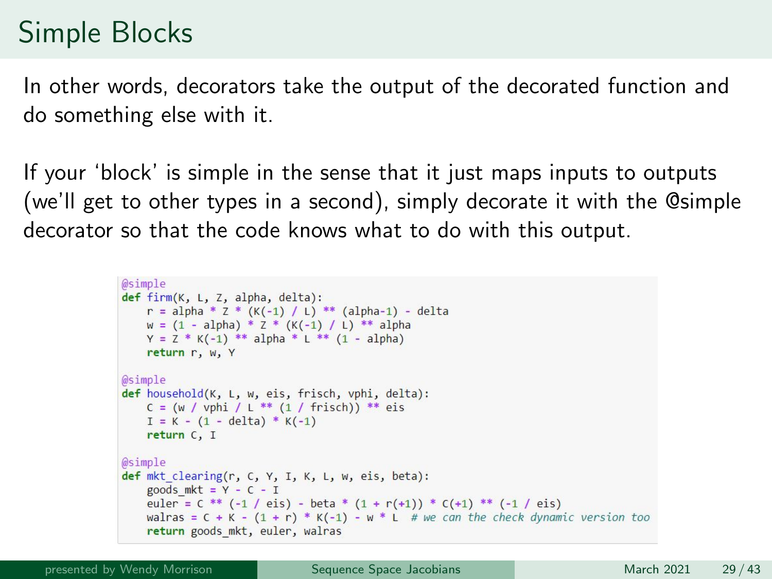# Simple Blocks

In other words, decorators take the output of the decorated function and do something else with it.

If your 'block' is simple in the sense that it just maps inputs to outputs (we'll get to other types in a second), simply decorate it with the @simple decorator so that the code knows what to do with this output.

```python
@simple
def firm(K, L, Z, alpha, delta):
    r = alpha * Z * (K(-1) / L) ** (alpha-1) - delta
    w = (1 - alpha) * Z * (K(-1) / L) ** alpha
    Y = Z * K(-1) ** alpha * L ** (1 - alpha)
    return r, w, Y

@simple
def household(K, L, w, eis, frisch, vphi, delta):
    C = (w / vphi / L ** (1 / frisch)) ** eis
    I = K - (1 - delta) * K(-1)
    return C, I

@simple
def mkt_clearing(r, C, Y, I, K, L, w, eis, beta):
    goods_mkt = Y - C - I
    euler = C ** (-1 / eis) - beta * (1 + r(+1)) * C(+1) ** (-1 / eis)
    walras = C + K - (1 + r) * K(-1) - w * L  # we can the check dynamic version too
    return goods_mkt, euler, walras
```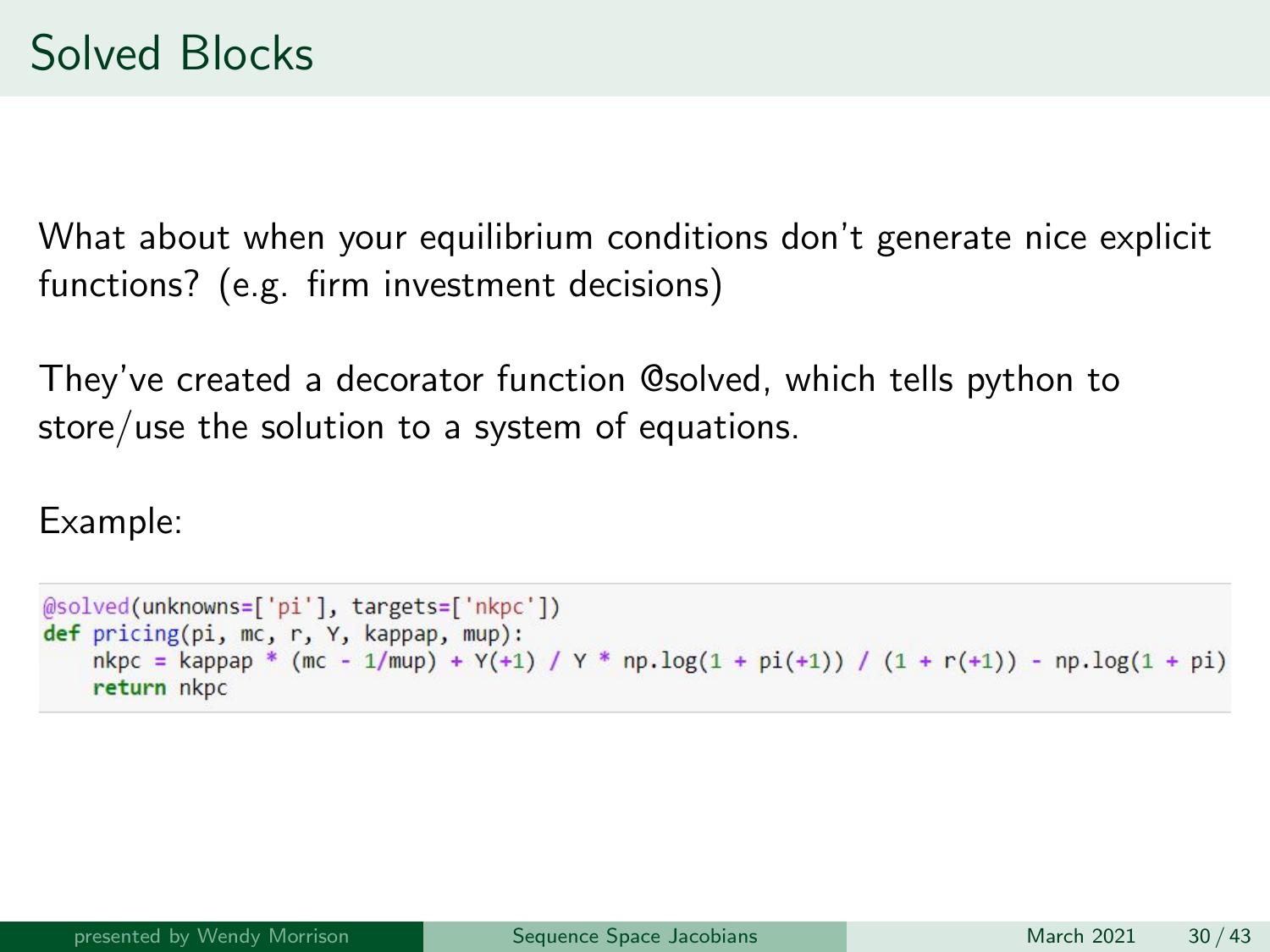# Solved Blocks

What about when your equilibrium conditions don't generate nice explicit functions? (e.g. firm investment decisions)

They've created a decorator function @solved, which tells python to store/use the solution to a system of equations.

Example:

```
@solved(unknowns=['pi'], targets=['nkpc'])
def pricing(pi, mc, r, Y, kappap, mup):
    nkpc = kappap * (mc - 1/mup) + Y(+1) / Y * np.log(1 + pi(+1)) / (1 + r(+1)) - np.log(1 + pi)
    return nkpc
```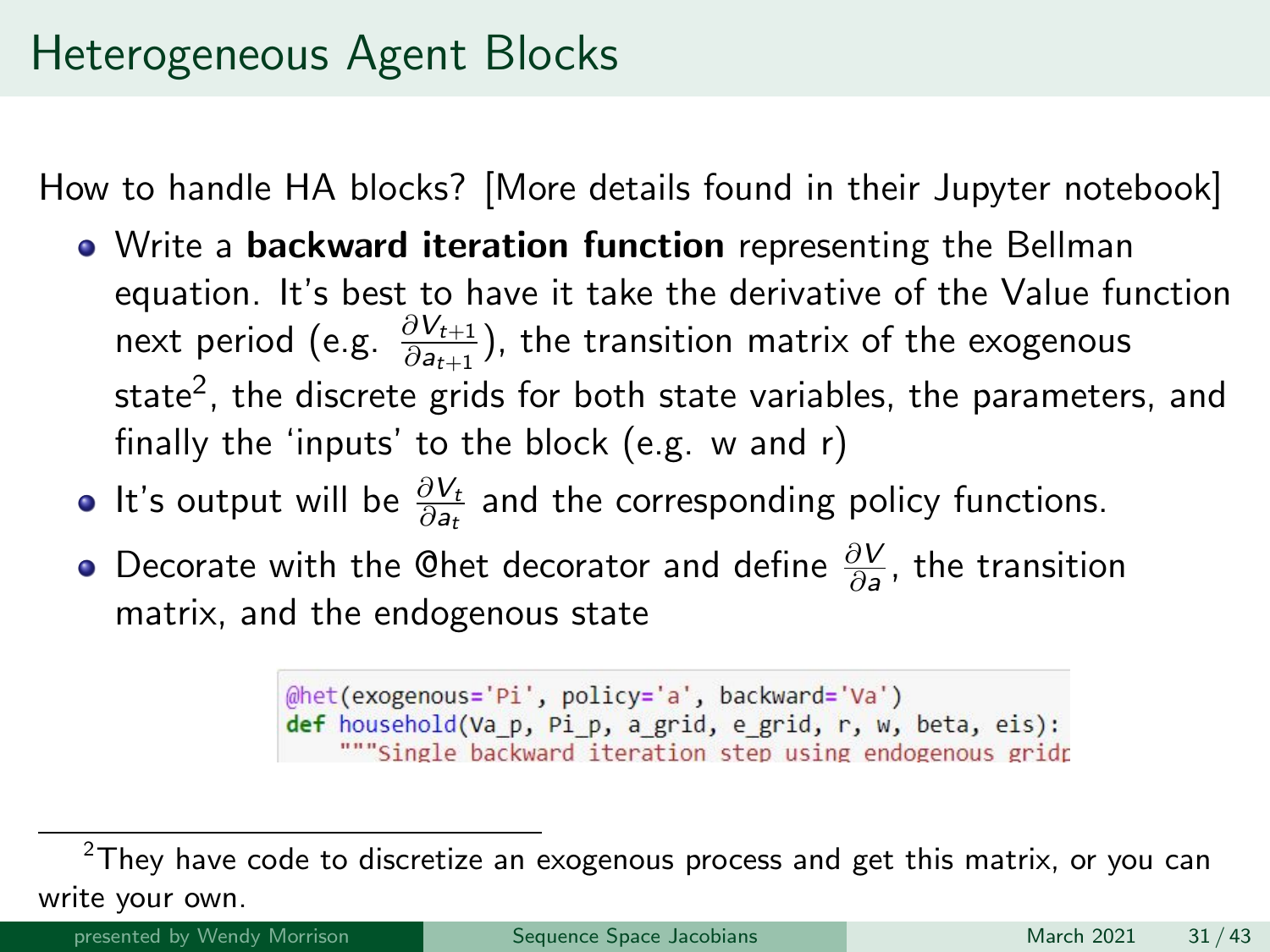# Heterogeneous Agent Blocks

How to handle HA blocks? [More details found in their Jupyter notebook]

- Write a **backward iteration function** representing the Bellman equation. It's best to have it take the derivative of the Value function next period (e.g. $\frac{\partial V_{t+1}}{\partial a_{t+1}}$), the transition matrix of the exogenous state[2], the discrete grids for both state variables, the parameters, and finally the 'inputs' to the block (e.g. w and r)
- It's output will be $\frac{\partial V_t}{\partial a_t}$ and the corresponding policy functions.
- Decorate with the @het decorator and define $\frac{\partial V}{\partial a}$, the transition matrix, and the endogenous state

```
@het(exogenous='Pi', policy='a', backward='Va')
def household(Va_p, Pi_p, a_grid, e_grid, r, w, beta, eis):
    """Single backward iteration step using endogenous gridp
```

[2] They have code to discretize an exogenous process and get this matrix, or you can write your own.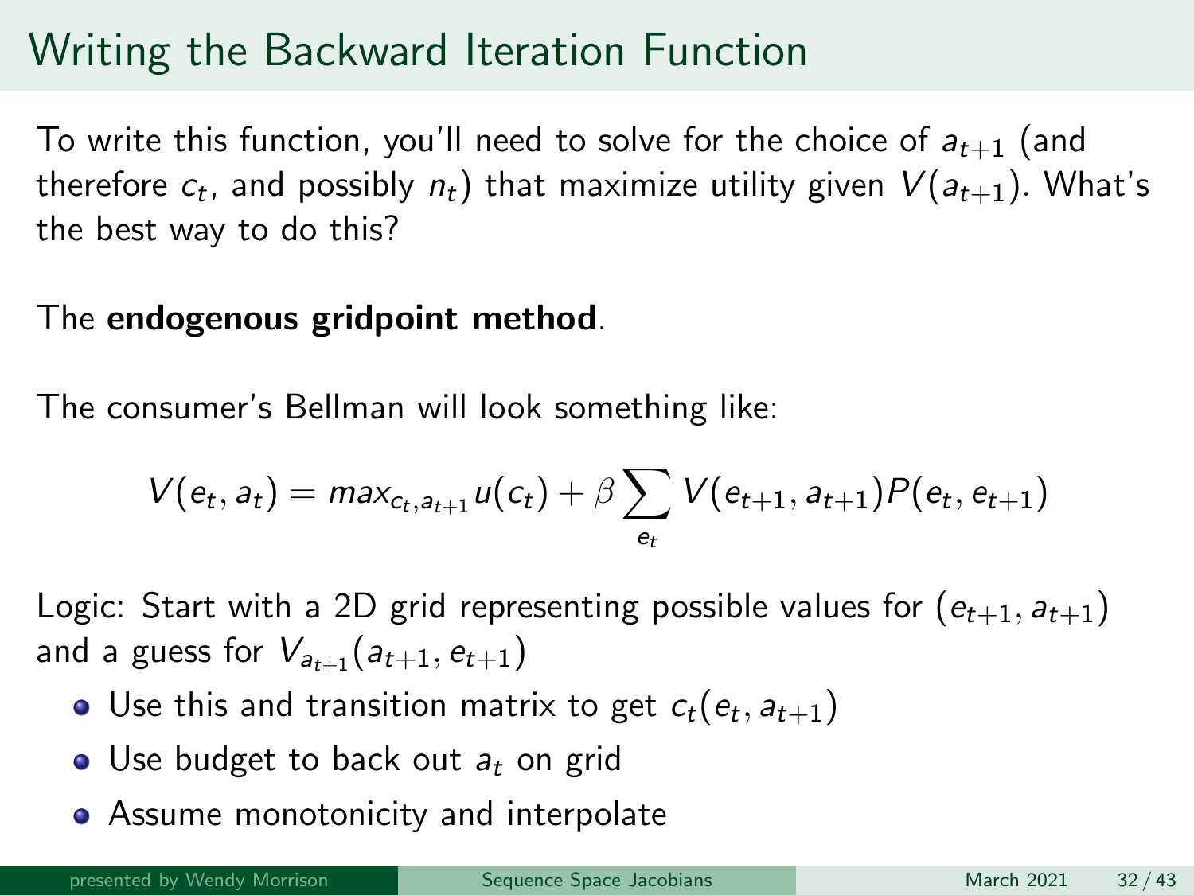# Writing the Backward Iteration Function

To write this function, you'll need to solve for the choice of $a_{t+1}$ (and therefore $c_t$, and possibly $n_t$) that maximize utility given $V(a_{t+1})$. What's the best way to do this?

The **endogenous gridpoint method**.

The consumer's Bellman will look something like:

$$V(e_t, a_t) = max_{c_t, a_{t+1}} u(c_t) + \beta \sum_{e_t} V(e_{t+1}, a_{t+1}) P(e_t, e_{t+1})$$

Logic: Start with a 2D grid representing possible values for $(e_{t+1}, a_{t+1})$ and a guess for $V_{a_{t+1}}(a_{t+1}, e_{t+1})$

- Use this and transition matrix to get $c_t(e_t, a_{t+1})$
- Use budget to back out $a_t$ on grid
- Assume monotonicity and interpolate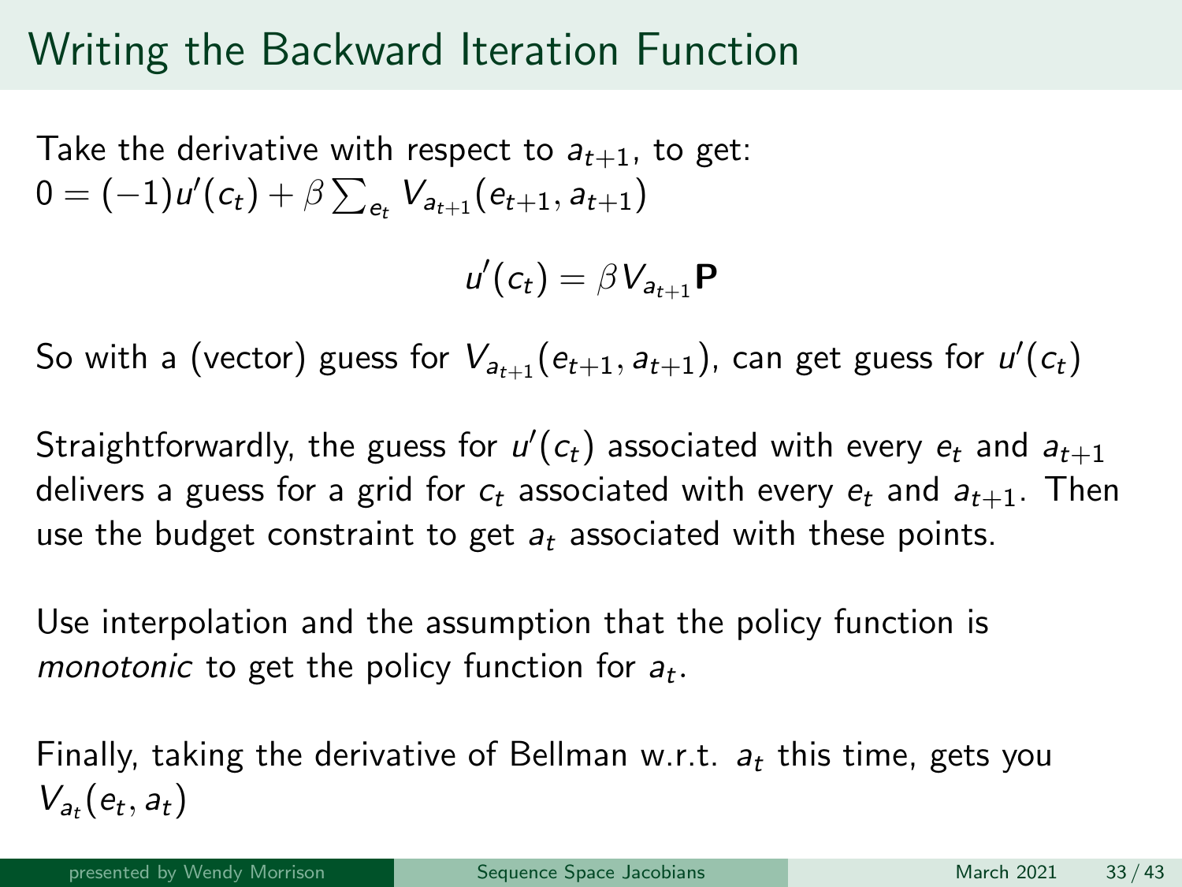# Writing the Backward Iteration Function

Take the derivative with respect to $a_{t+1}$, to get:
$0 = (-1)u'(c_t) + \beta \sum_{e_t} V_{a_{t+1}}(e_{t+1}, a_{t+1})$

$$u'(c_t) = \beta V_{a_{t+1}} \mathbf{P}$$

So with a (vector) guess for $V_{a_{t+1}}(e_{t+1}, a_{t+1})$, can get guess for $u'(c_t)$

Straightforwardly, the guess for $u'(c_t)$ associated with every $e_t$ and $a_{t+1}$ delivers a guess for a grid for $c_t$ associated with every $e_t$ and $a_{t+1}$. Then use the budget constraint to get $a_t$ associated with these points.

Use interpolation and the assumption that the policy function is *monotonic* to get the policy function for $a_t$.

Finally, taking the derivative of Bellman w.r.t. $a_t$ this time, gets you $V_{a_t}(e_t, a_t)$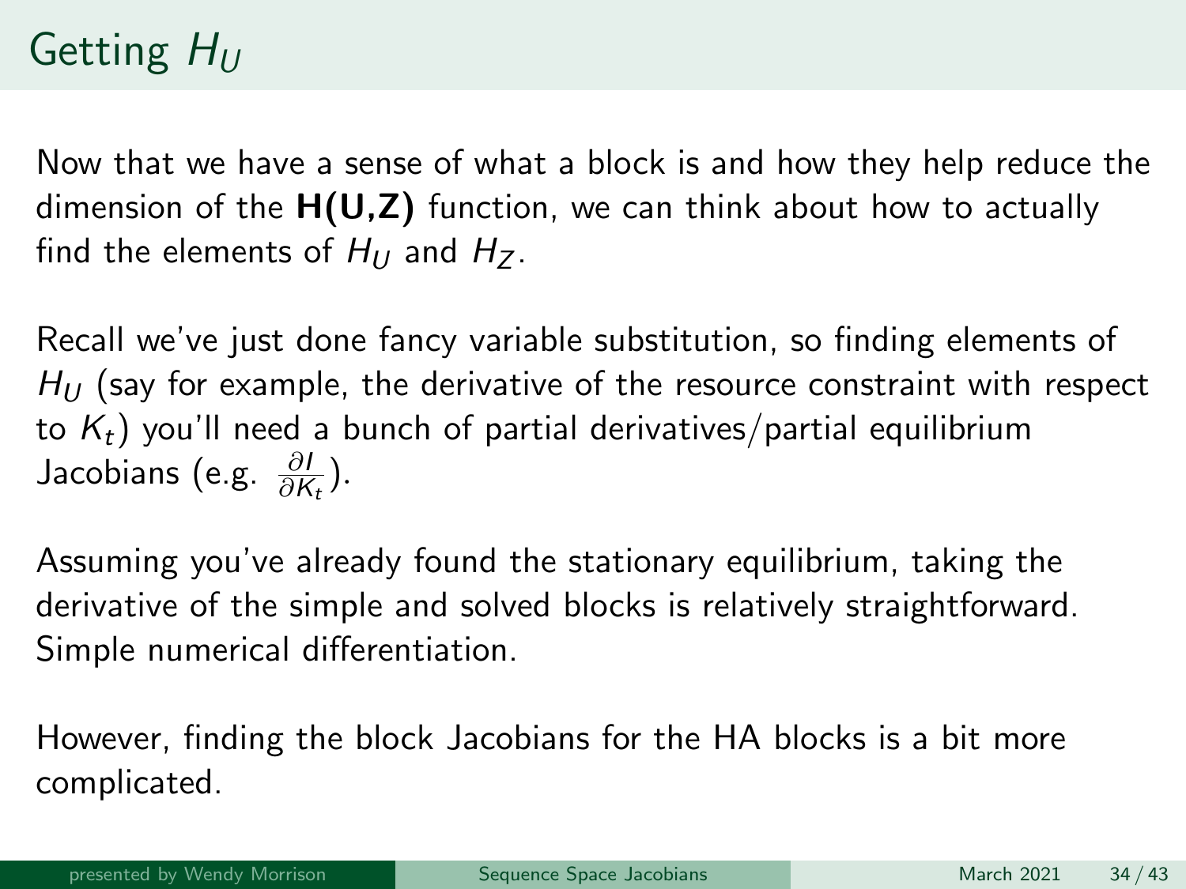# Getting $H_U$

Now that we have a sense of what a block is and how they help reduce the dimension of the **H(U,Z)** function, we can think about how to actually find the elements of $H_U$ and $H_Z$.

Recall we've just done fancy variable substitution, so finding elements of $H_U$ (say for example, the derivative of the resource constraint with respect to $K_t$) you'll need a bunch of partial derivatives/partial equilibrium Jacobians (e.g. $\frac{\partial I}{\partial K_t}$).

Assuming you've already found the stationary equilibrium, taking the derivative of the simple and solved blocks is relatively straightforward. Simple numerical differentiation.

However, finding the block Jacobians for the HA blocks is a bit more complicated.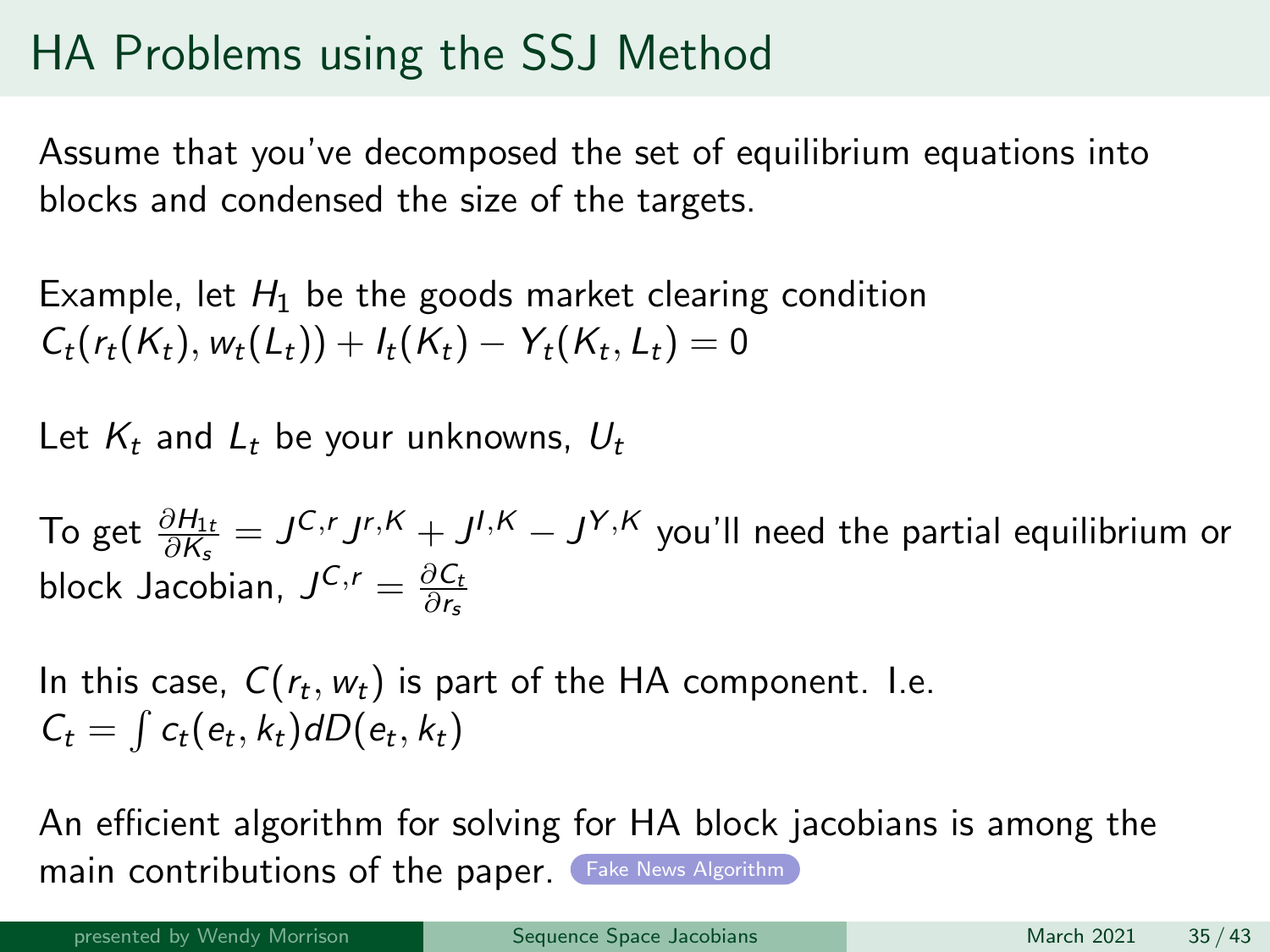# HA Problems using the SSJ Method

Assume that you've decomposed the set of equilibrium equations into blocks and condensed the size of the targets.

Example, let $H_1$ be the goods market clearing condition $C_t(r_t(K_t), w_t(L_t)) + I_t(K_t) - Y_t(K_t, L_t) = 0$

Let $K_t$ and $L_t$ be your unknowns, $U_t$

To get $\frac{\partial H_{1t}}{\partial K_s} = J^{C,r} J^{r,K} + J^{I,K} - J^{Y,K}$ you'll need the partial equilibrium or block Jacobian, $J^{C,r} = \frac{\partial C_t}{\partial r_s}$

In this case, $C(r_t, w_t)$ is part of the HA component. I.e. $C_t = \int c_t(e_t, k_t) dD(e_t, k_t)$

An efficient algorithm for solving for HA block jacobians is among the main contributions of the paper. Fake News Algorithm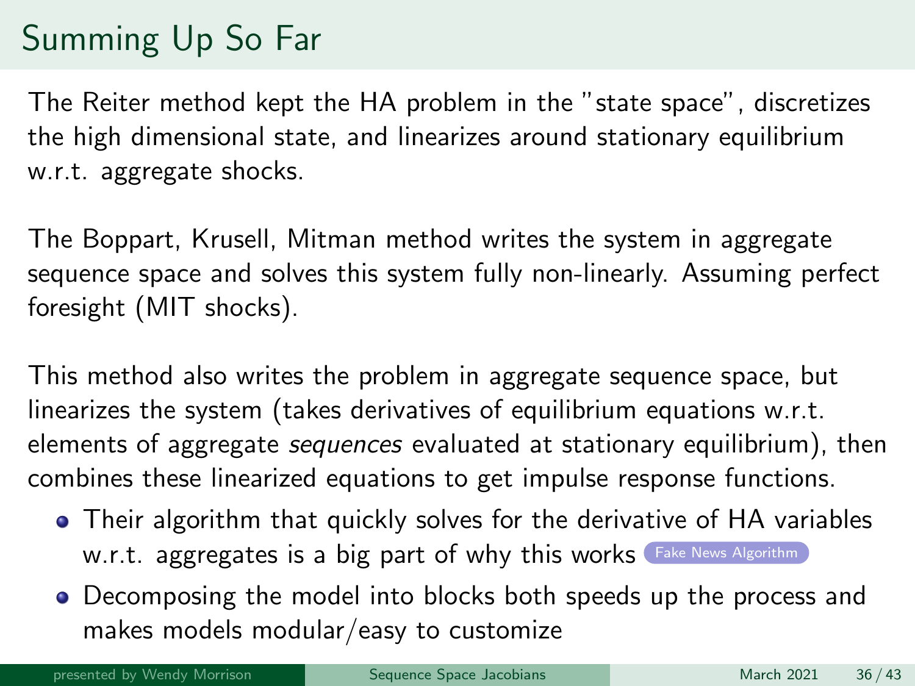# Summing Up So Far

The Reiter method kept the HA problem in the "state space", discretizes the high dimensional state, and linearizes around stationary equilibrium w.r.t. aggregate shocks.

The Boppart, Krusell, Mitman method writes the system in aggregate sequence space and solves this system fully non-linearly. Assuming perfect foresight (MIT shocks).

This method also writes the problem in aggregate sequence space, but linearizes the system (takes derivatives of equilibrium equations w.r.t. elements of aggregate *sequences* evaluated at stationary equilibrium), then combines these linearized equations to get impulse response functions.

- Their algorithm that quickly solves for the derivative of HA variables w.r.t. aggregates is a big part of why this works Fake News Algorithm
- Decomposing the model into blocks both speeds up the process and makes models modular/easy to customize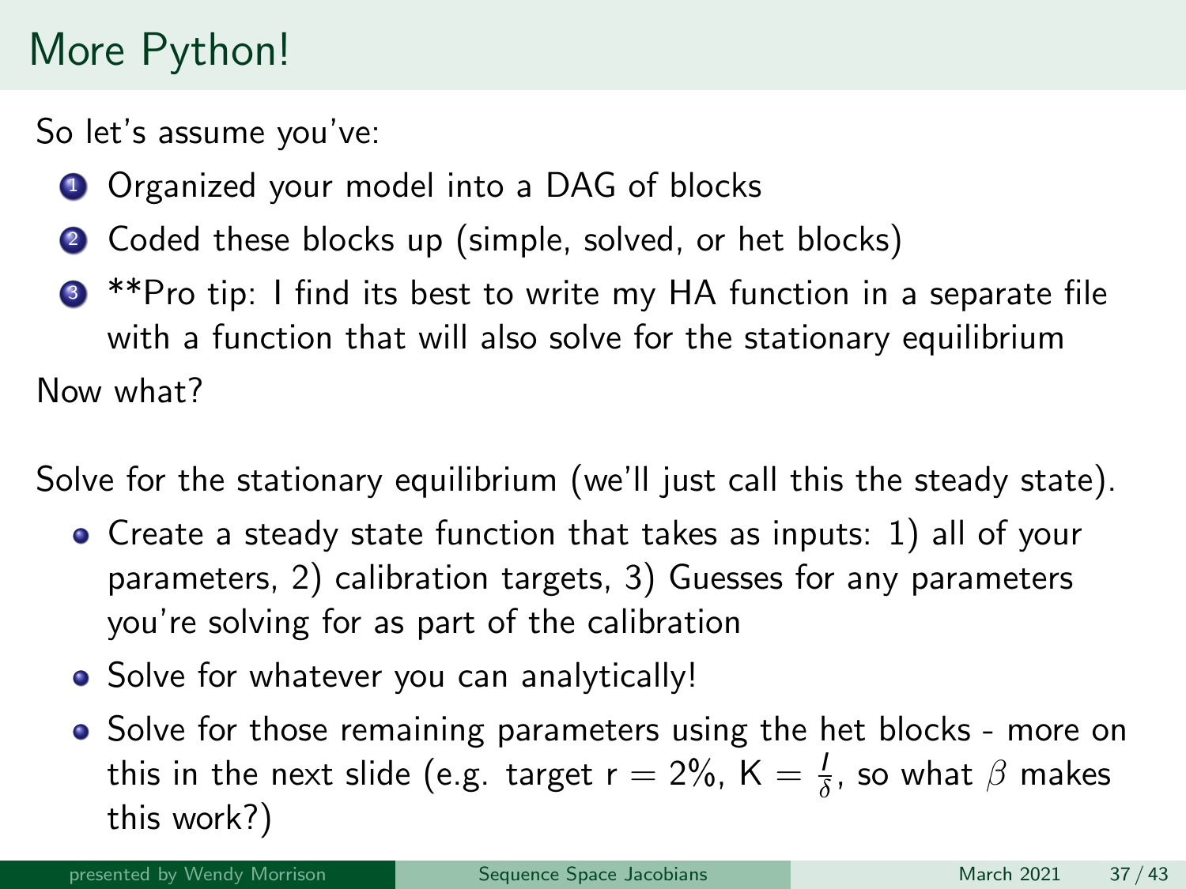# More Python!

So let's assume you've:

1. Organized your model into a DAG of blocks
2. Coded these blocks up (simple, solved, or het blocks)
3. **Pro tip: I find its best to write my HA function in a separate file with a function that will also solve for the stationary equilibrium

Now what?

Solve for the stationary equilibrium (we'll just call this the steady state).

- Create a steady state function that takes as inputs: 1) all of your parameters, 2) calibration targets, 3) Guesses for any parameters you're solving for as part of the calibration
- Solve for whatever you can analytically!
- Solve for those remaining parameters using the het blocks - more on this in the next slide (e.g. target r = 2%, $K = \frac{I}{\delta}$, so what $\beta$ makes this work?)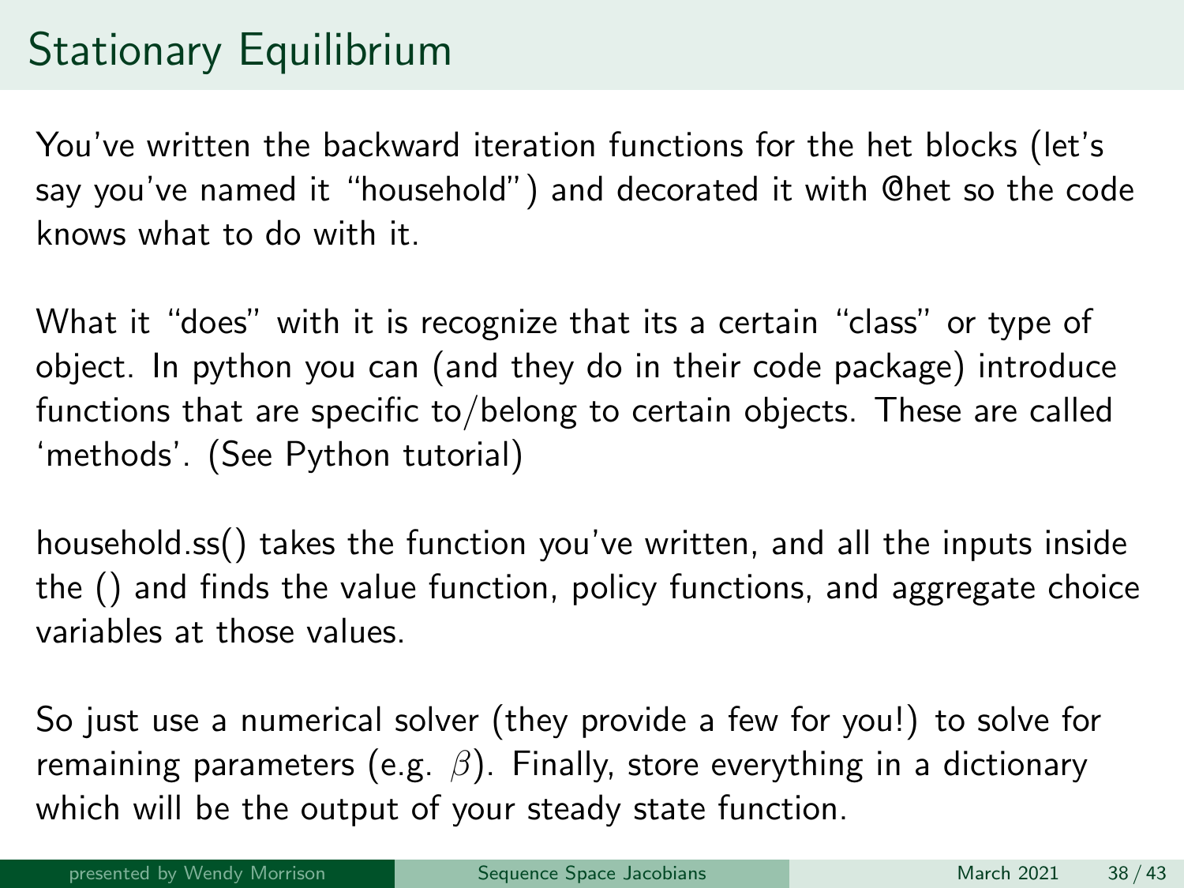# Stationary Equilibrium

You've written the backward iteration functions for the het blocks (let's say you've named it "household") and decorated it with @het so the code knows what to do with it.

What it "does" with it is recognize that its a certain "class" or type of object. In python you can (and they do in their code package) introduce functions that are specific to/belong to certain objects. These are called 'methods'. (See Python tutorial)

household.ss() takes the function you've written, and all the inputs inside the () and finds the value function, policy functions, and aggregate choice variables at those values.

So just use a numerical solver (they provide a few for you!) to solve for remaining parameters (e.g. $\beta$). Finally, store everything in a dictionary which will be the output of your steady state function.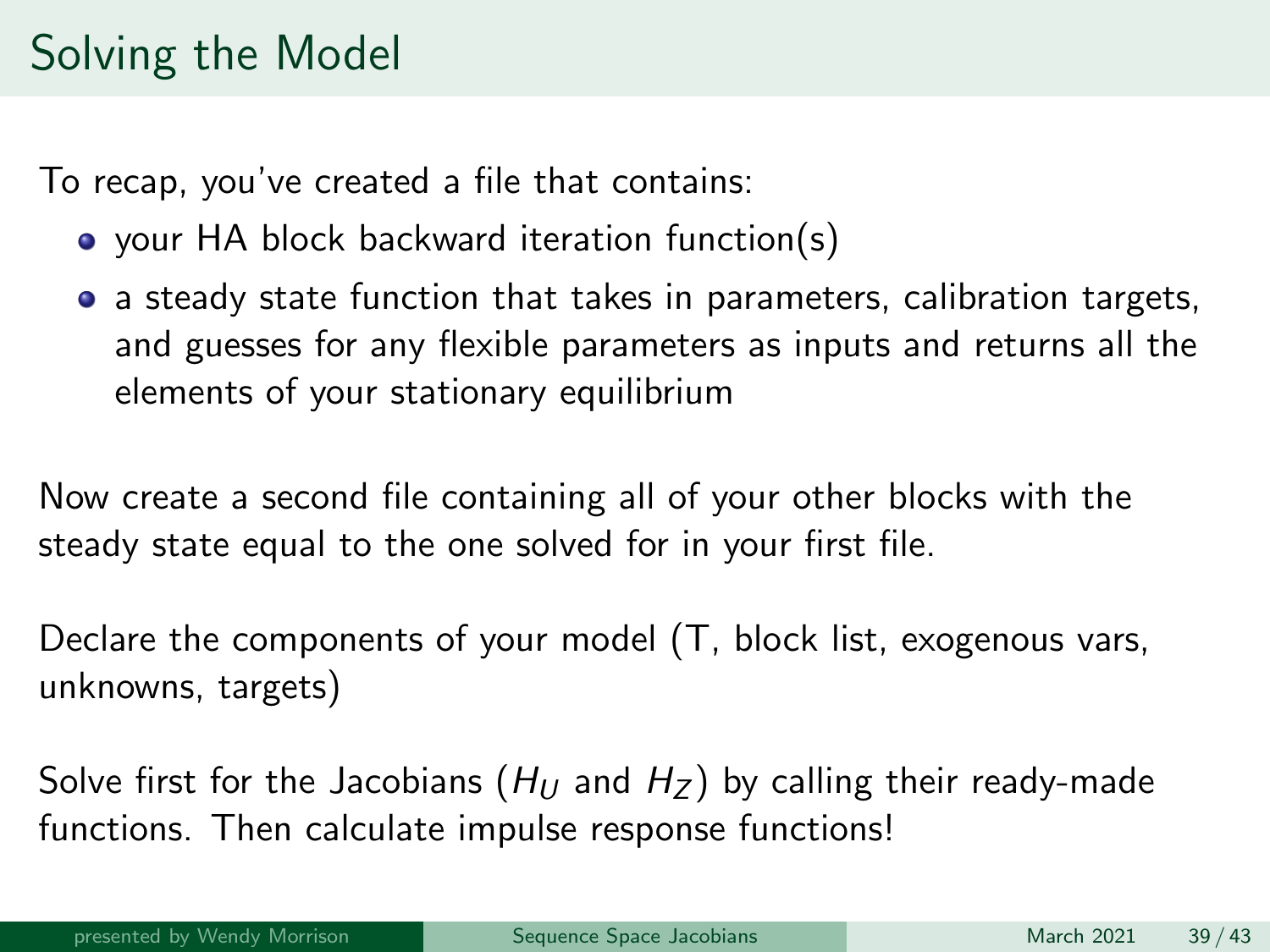# Solving the Model

To recap, you've created a file that contains:

- your HA block backward iteration function(s)
- a steady state function that takes in parameters, calibration targets, and guesses for any flexible parameters as inputs and returns all the elements of your stationary equilibrium

Now create a second file containing all of your other blocks with the steady state equal to the one solved for in your first file.

Declare the components of your model (T, block list, exogenous vars, unknowns, targets)

Solve first for the Jacobians ($H_U$ and $H_Z$) by calling their ready-made functions. Then calculate impulse response functions!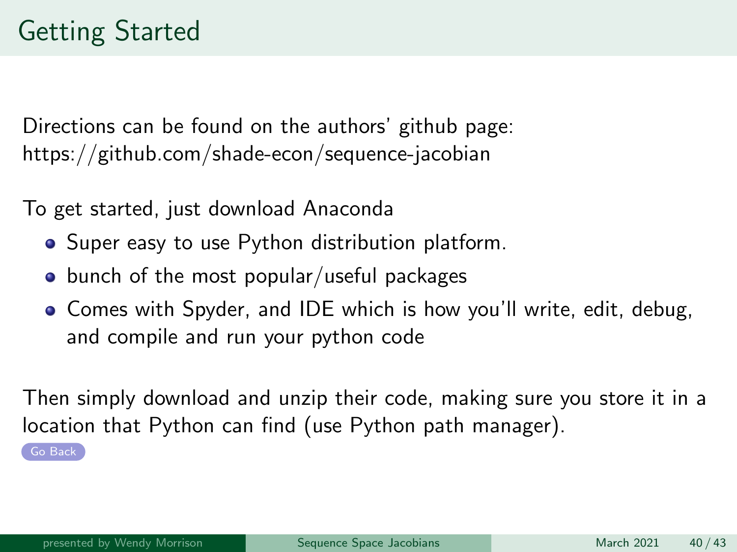# Getting Started

Directions can be found on the authors' github page:
https://github.com/shade-econ/sequence-jacobian

To get started, just download Anaconda

- Super easy to use Python distribution platform.
- bunch of the most popular/useful packages
- Comes with Spyder, and IDE which is how you'll write, edit, debug, and compile and run your python code

Then simply download and unzip their code, making sure you store it in a location that Python can find (use Python path manager).

Go Back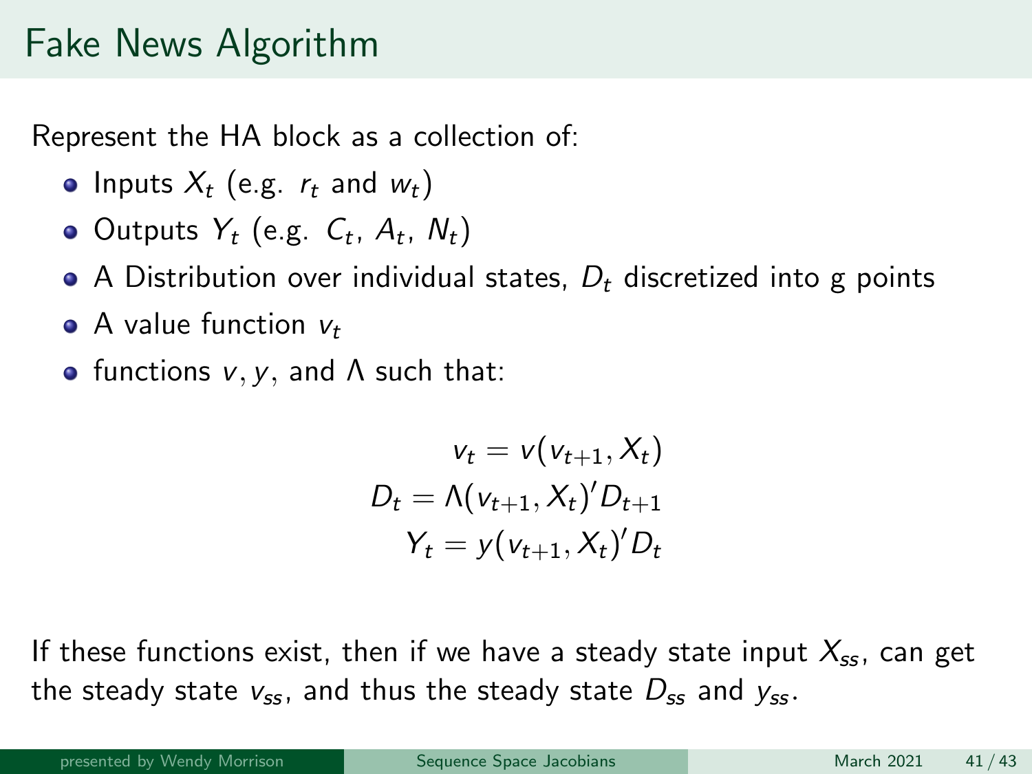# Fake News Algorithm

Represent the HA block as a collection of:

- Inputs $X_t$ (e.g. $r_t$ and $w_t$)
- Outputs $Y_t$ (e.g. $C_t$, $A_t$, $N_t$)
- A Distribution over individual states, $D_t$ discretized into g points
- A value function $v_t$
- functions $v, y$, and $\Lambda$ such that:

$$
\begin{aligned}
v_t &= v(v_{t+1}, X_t) \\
D_t &= \Lambda(v_{t+1}, X_t)' D_{t+1} \\
Y_t &= y(v_{t+1}, X_t)' D_t
\end{aligned}
$$

If these functions exist, then if we have a steady state input $X_{ss}$, can get the steady state $v_{ss}$, and thus the steady state $D_{ss}$ and $y_{ss}$.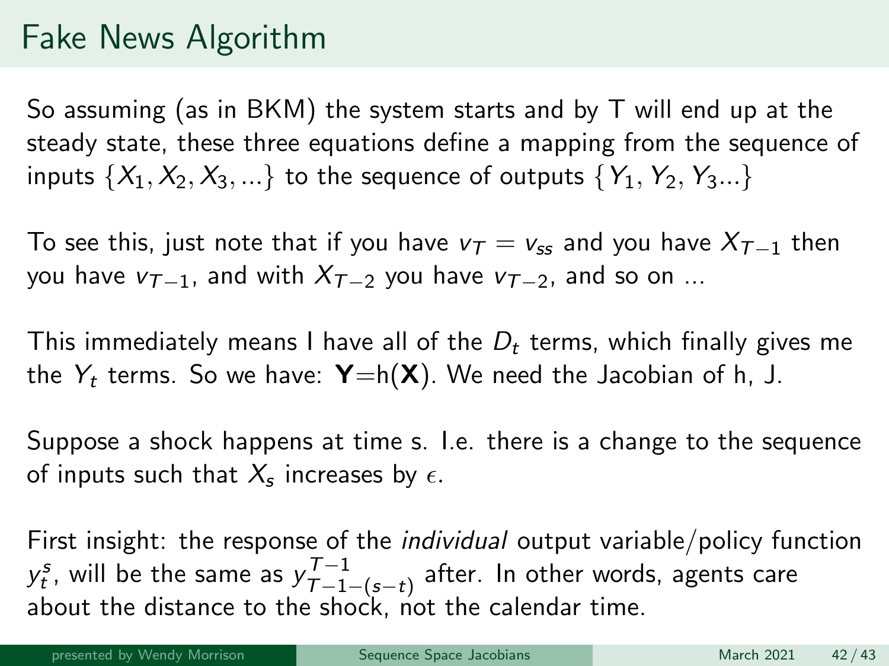# Fake News Algorithm

So assuming (as in BKM) the system starts and by T will end up at the steady state, these three equations define a mapping from the sequence of inputs $\{X_1, X_2, X_3, ...\}$ to the sequence of outputs $\{Y_1, Y_2, Y_3...\}$

To see this, just note that if you have $v_T = v_{ss}$ and you have $X_{T-1}$ then you have $v_{T-1}$, and with $X_{T-2}$ you have $v_{T-2}$, and so on ...

This immediately means I have all of the $D_t$ terms, which finally gives me the $Y_t$ terms. So we have: $\mathbf{Y}$=h($\mathbf{X}$). We need the Jacobian of h, J.

Suppose a shock happens at time s. I.e. there is a change to the sequence of inputs such that $X_s$ increases by $\epsilon$.

First insight: the response of the *individual* output variable/policy function $y_t^s$, will be the same as $y_{T-1-(s-t)}^{T-1}$ after. In other words, agents care about the distance to the shock, not the calendar time.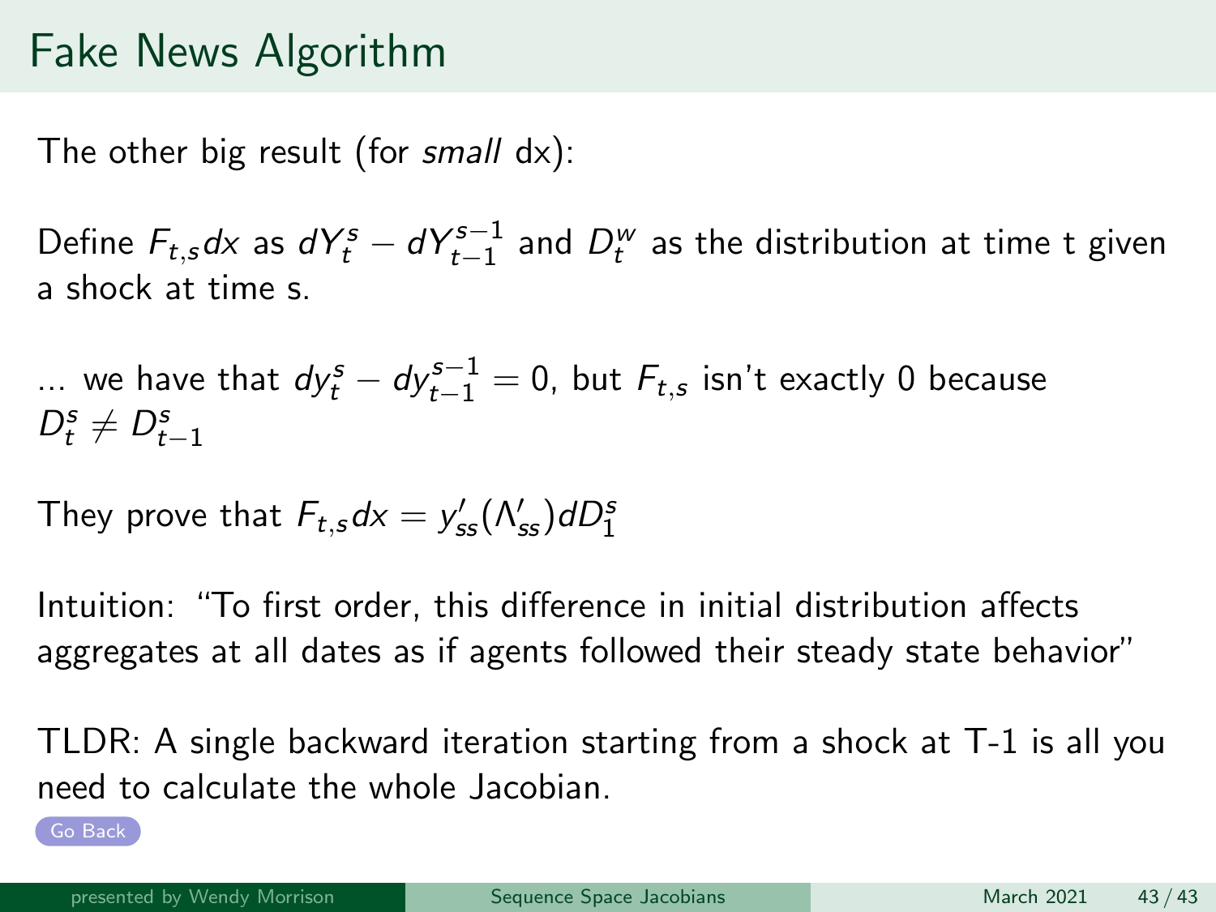# Fake News Algorithm

The other big result (for *small* dx):

Define $F_{t,s}dx$ as $dY_t^s - dY_{t-1}^{s-1}$ and $D_t^w$ as the distribution at time t given a shock at time s.

... we have that $dy_t^s - dy_{t-1}^{s-1} = 0$, but $F_{t,s}$ isn't exactly 0 because $D_t^s \neq D_{t-1}^s$

They prove that $F_{t,s}dx = y_{ss}'(\Lambda_{ss}')dD_1^s$

Intuition: "To first order, this difference in initial distribution affects aggregates at all dates as if agents followed their steady state behavior"

TLDR: A single backward iteration starting from a shock at T-1 is all you need to calculate the whole Jacobian.

Go Back